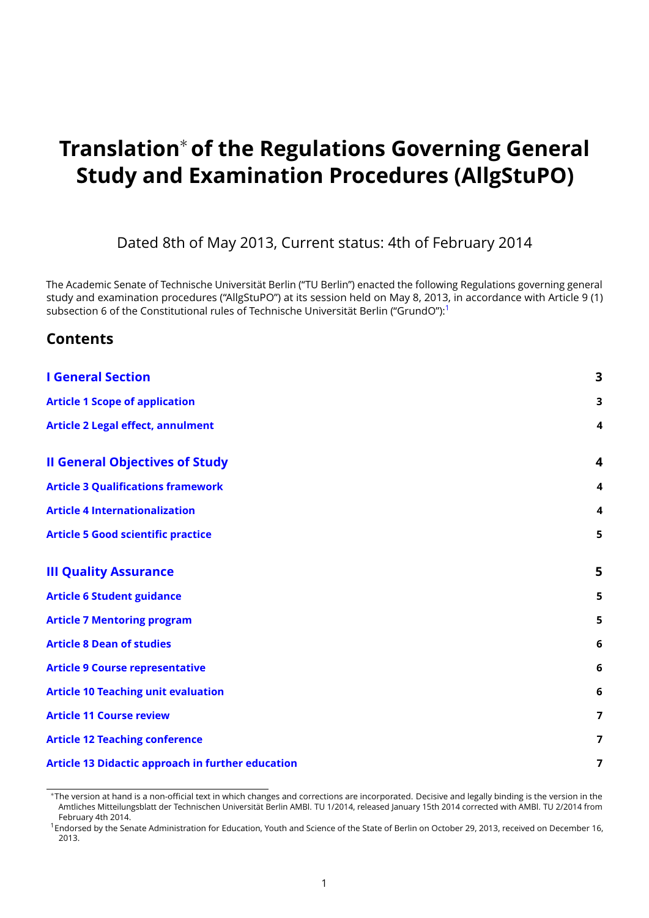# Translation* of the Regulations Governing General Study and Examination Procedures (AllgStuPO)

Dated 8th of May 2013, Current status: 4th of February 2014

The Academic Senate of Technische Universität Berlin ("TU Berlin") enacted the following Regulations governing general study and examination procedures ("AllgStuPO") at its session held on May 8, 2013, in accordance with Article 9 (1) subsection 6 of the Constitutional rules of Technische Universität Berlin ("GrundO"):[1]

## Contents

**I General Section** — 3

**Article 1 Scope of application** — 3

**Article 2 Legal effect, annulment** — 4

**II General Objectives of Study** — 4

**Article 3 Qualifications framework** — 4

**Article 4 Internationalization** — 4

**Article 5 Good scientific practice** — 5

**III Quality Assurance** — 5

**Article 6 Student guidance** — 5

**Article 7 Mentoring program** — 5

**Article 8 Dean of studies** — 6

**Article 9 Course representative** — 6

**Article 10 Teaching unit evaluation** — 6

**Article 11 Course review** — 7

**Article 12 Teaching conference** — 7

**Article 13 Didactic approach in further education** — 7

---

*The version at hand is a non-official text in which changes and corrections are incorporated. Decisive and legally binding is the version in the Amtliches Mitteilungsblatt der Technischen Universität Berlin AMBl. TU 1/2014, released January 15th 2014 corrected with AMBl. TU 2/2014 from February 4th 2014.

[1] Endorsed by the Senate Administration for Education, Youth and Science of the State of Berlin on October 29, 2013, received on December 16, 2013.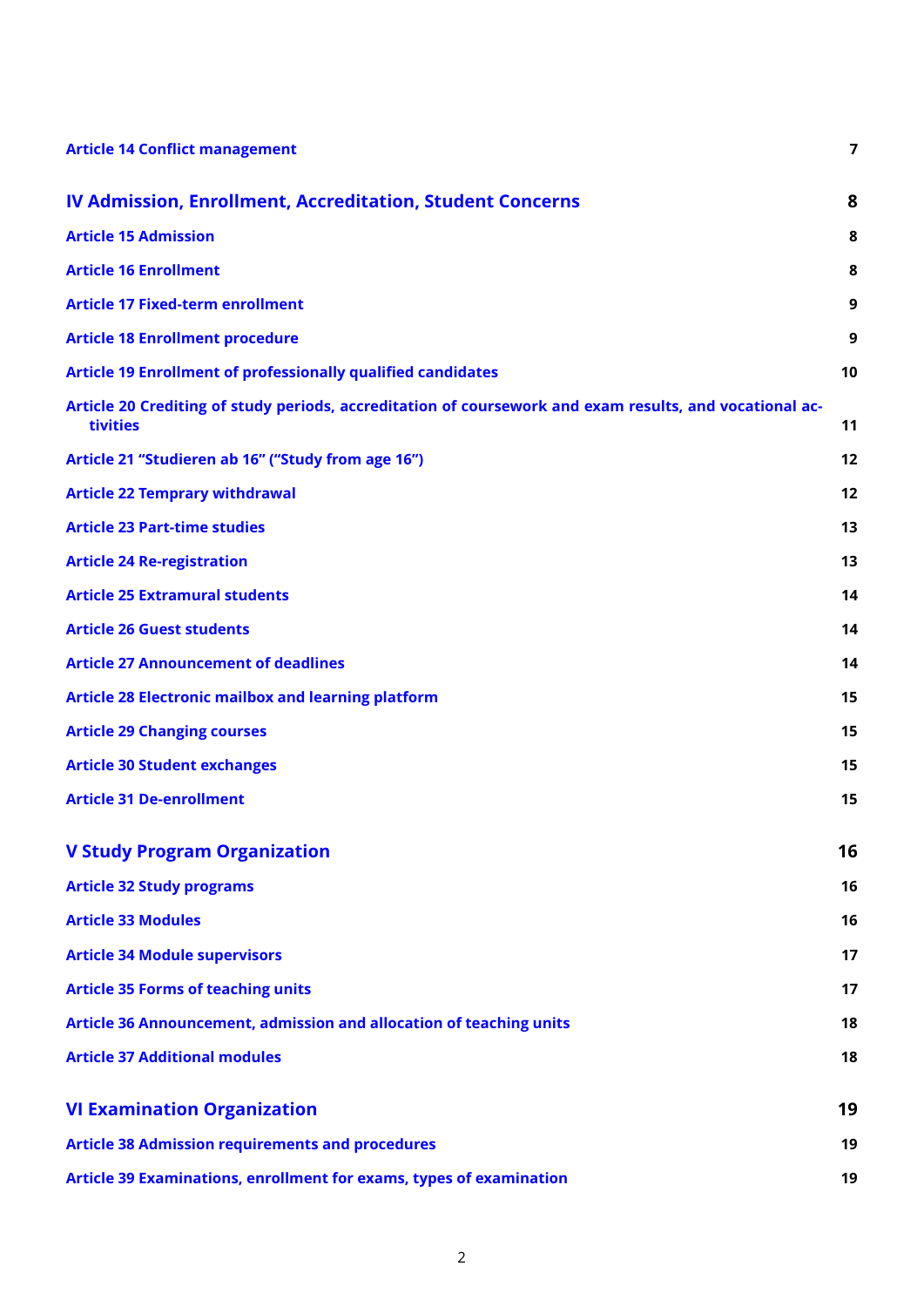Article 14 Conflict management 7

IV Admission, Enrollment, Accreditation, Student Concerns 8

Article 15 Admission 8

Article 16 Enrollment 8

Article 17 Fixed-term enrollment 9

Article 18 Enrollment procedure 9

Article 19 Enrollment of professionally qualified candidates 10

Article 20 Crediting of study periods, accreditation of coursework and exam results, and vocational activities 11

Article 21 “Studieren ab 16” (“Study from age 16”) 12

Article 22 Temprary withdrawal 12

Article 23 Part-time studies 13

Article 24 Re-registration 13

Article 25 Extramural students 14

Article 26 Guest students 14

Article 27 Announcement of deadlines 14

Article 28 Electronic mailbox and learning platform 15

Article 29 Changing courses 15

Article 30 Student exchanges 15

Article 31 De-enrollment 15

V Study Program Organization 16

Article 32 Study programs 16

Article 33 Modules 16

Article 34 Module supervisors 17

Article 35 Forms of teaching units 17

Article 36 Announcement, admission and allocation of teaching units 18

Article 37 Additional modules 18

VI Examination Organization 19

Article 38 Admission requirements and procedures 19

Article 39 Examinations, enrollment for exams, types of examination 19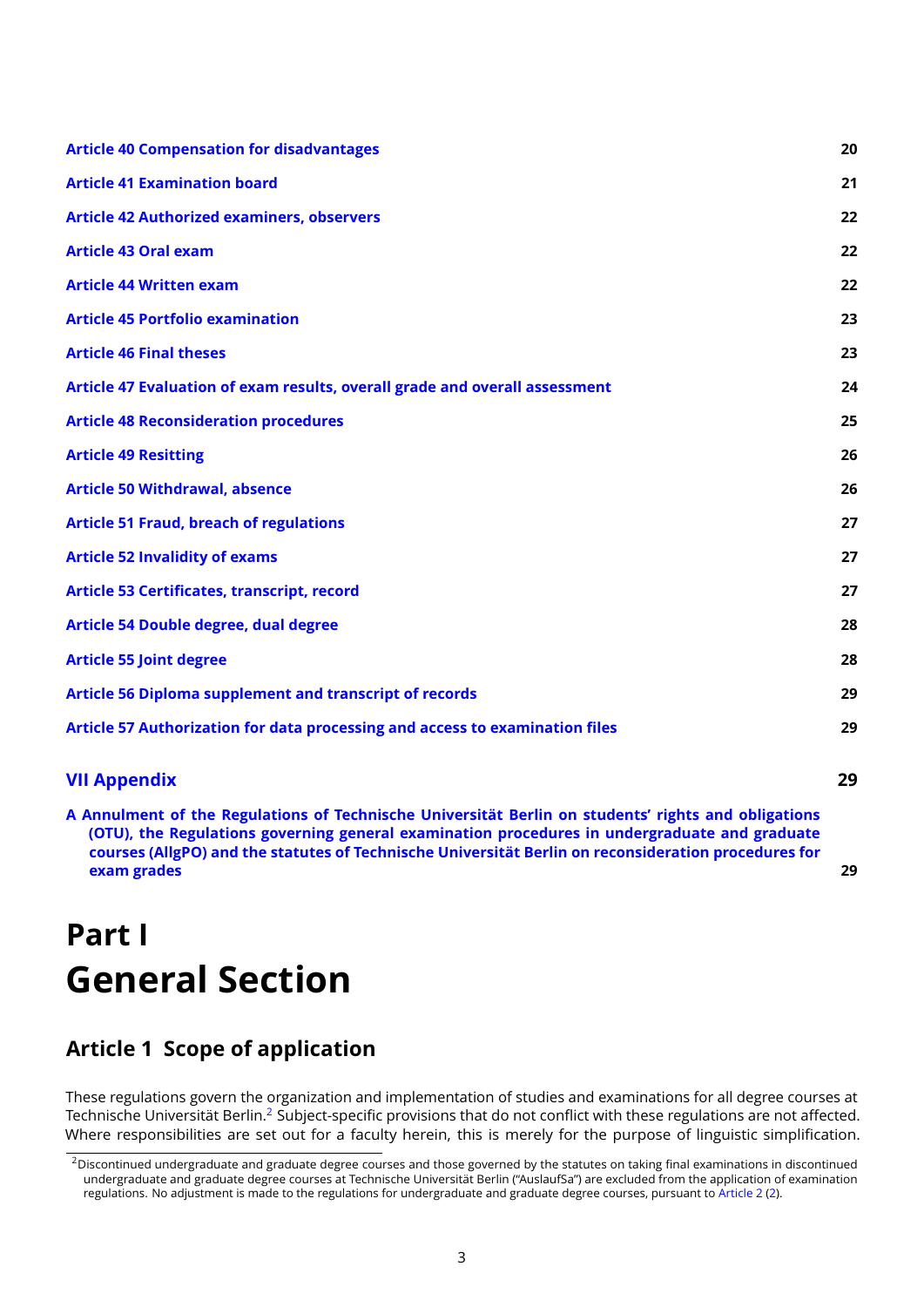| | |
|---|---|
| Article 40 Compensation for disadvantages | 20 |
| Article 41 Examination board | 21 |
| Article 42 Authorized examiners, observers | 22 |
| Article 43 Oral exam | 22 |
| Article 44 Written exam | 22 |
| Article 45 Portfolio examination | 23 |
| Article 46 Final theses | 23 |
| Article 47 Evaluation of exam results, overall grade and overall assessment | 24 |
| Article 48 Reconsideration procedures | 25 |
| Article 49 Resitting | 26 |
| Article 50 Withdrawal, absence | 26 |
| Article 51 Fraud, breach of regulations | 27 |
| Article 52 Invalidity of exams | 27 |
| Article 53 Certificates, transcript, record | 27 |
| Article 54 Double degree, dual degree | 28 |
| Article 55 Joint degree | 28 |
| Article 56 Diploma supplement and transcript of records | 29 |
| Article 57 Authorization for data processing and access to examination files | 29 |
| **VII Appendix** | **29** |
| A Annulment of the Regulations of Technische Universität Berlin on students' rights and obligations (OTU), the Regulations governing general examination procedures in undergraduate and graduate courses (AllgPO) and the statutes of Technische Universität Berlin on reconsideration procedures for exam grades | 29 |

# Part I
# General Section

## Article 1 Scope of application

These regulations govern the organization and implementation of studies and examinations for all degree courses at Technische Universität Berlin.[2] Subject-specific provisions that do not conflict with these regulations are not affected. Where responsibilities are set out for a faculty herein, this is merely for the purpose of linguistic simplification.

[2] Discontinued undergraduate and graduate degree courses and those governed by the statutes on taking final examinations in discontinued undergraduate and graduate degree courses at Technische Universität Berlin ("AuslaufSa") are excluded from the application of examination regulations. No adjustment is made to the regulations for undergraduate and graduate degree courses, pursuant to Article 2 (2).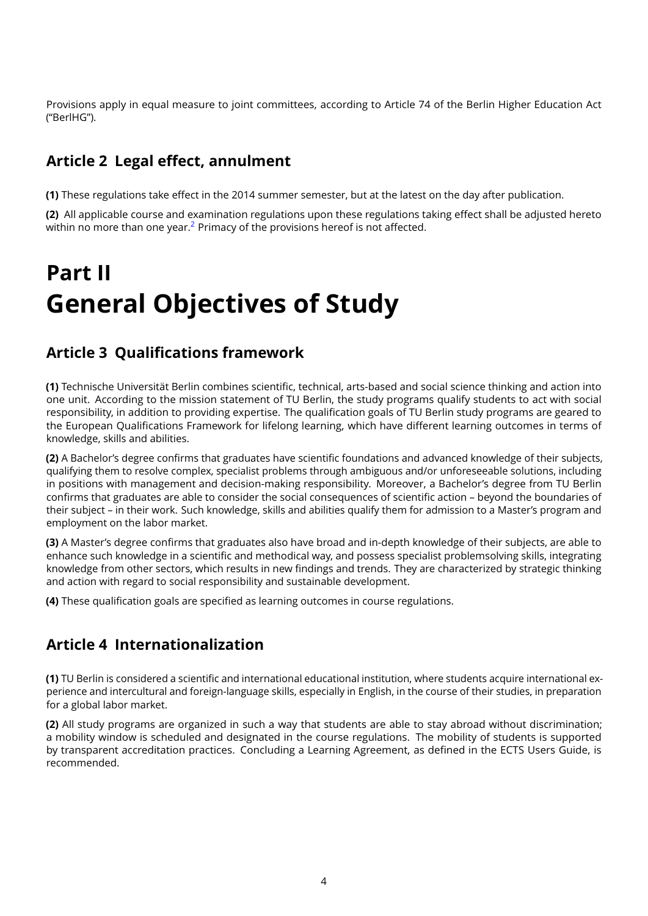Provisions apply in equal measure to joint committees, according to Article 74 of the Berlin Higher Education Act ("BerlHG").

## Article 2 Legal effect, annulment

**(1)** These regulations take effect in the 2014 summer semester, but at the latest on the day after publication.

**(2)** All applicable course and examination regulations upon these regulations taking effect shall be adjusted hereto within no more than one year.[2] Primacy of the provisions hereof is not affected.

# Part II General Objectives of Study

## Article 3 Qualifications framework

**(1)** Technische Universität Berlin combines scientific, technical, arts-based and social science thinking and action into one unit. According to the mission statement of TU Berlin, the study programs qualify students to act with social responsibility, in addition to providing expertise. The qualification goals of TU Berlin study programs are geared to the European Qualifications Framework for lifelong learning, which have different learning outcomes in terms of knowledge, skills and abilities.

**(2)** A Bachelor's degree confirms that graduates have scientific foundations and advanced knowledge of their subjects, qualifying them to resolve complex, specialist problems through ambiguous and/or unforeseeable solutions, including in positions with management and decision-making responsibility. Moreover, a Bachelor's degree from TU Berlin confirms that graduates are able to consider the social consequences of scientific action – beyond the boundaries of their subject – in their work. Such knowledge, skills and abilities qualify them for admission to a Master's program and employment on the labor market.

**(3)** A Master's degree confirms that graduates also have broad and in-depth knowledge of their subjects, are able to enhance such knowledge in a scientific and methodical way, and possess specialist problemsolving skills, integrating knowledge from other sectors, which results in new findings and trends. They are characterized by strategic thinking and action with regard to social responsibility and sustainable development.

**(4)** These qualification goals are specified as learning outcomes in course regulations.

## Article 4 Internationalization

**(1)** TU Berlin is considered a scientific and international educational institution, where students acquire international experience and intercultural and foreign-language skills, especially in English, in the course of their studies, in preparation for a global labor market.

**(2)** All study programs are organized in such a way that students are able to stay abroad without discrimination; a mobility window is scheduled and designated in the course regulations. The mobility of students is supported by transparent accreditation practices. Concluding a Learning Agreement, as defined in the ECTS Users Guide, is recommended.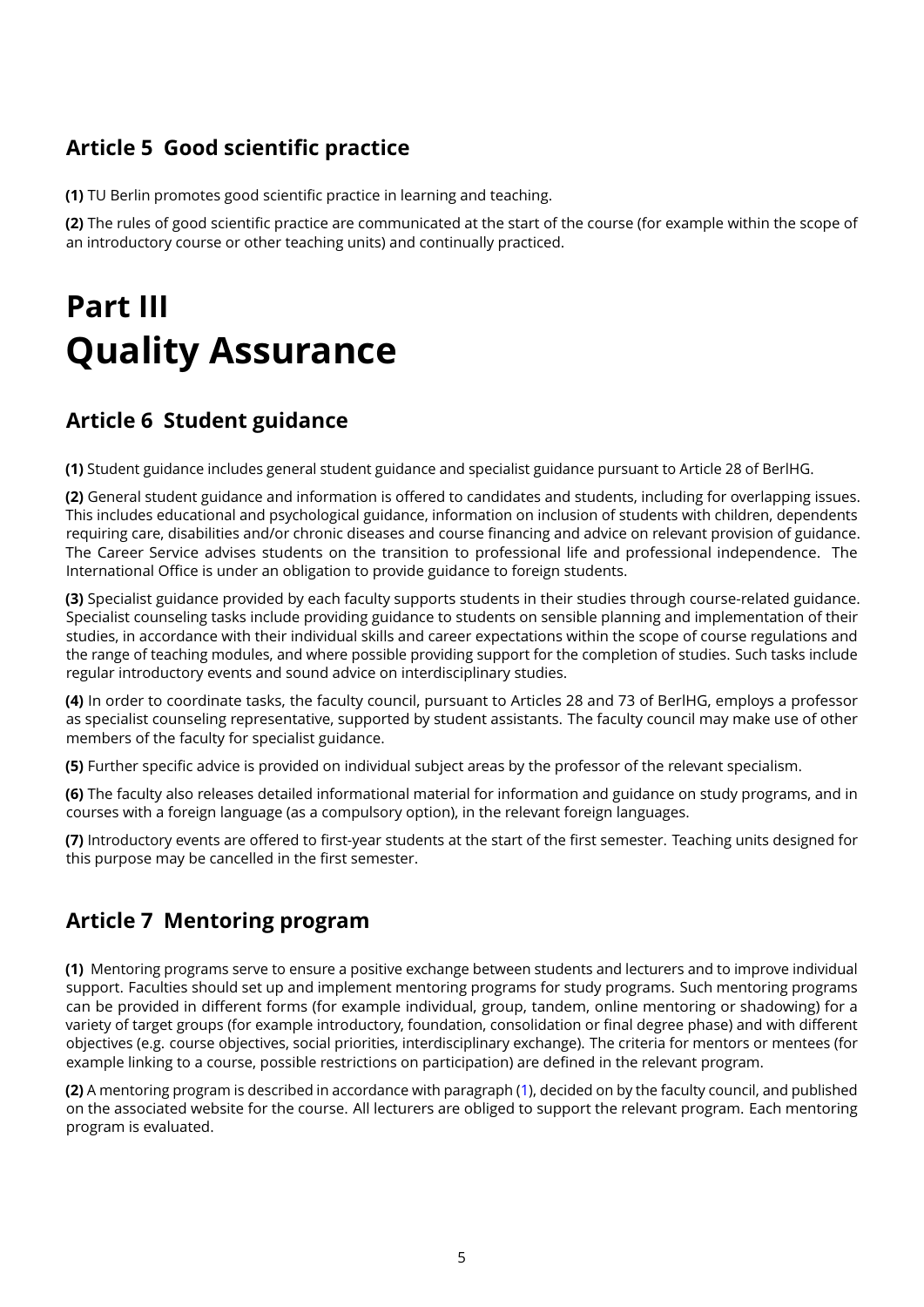## Article 5  Good scientific practice

**(1)** TU Berlin promotes good scientific practice in learning and teaching.

**(2)** The rules of good scientific practice are communicated at the start of the course (for example within the scope of an introductory course or other teaching units) and continually practiced.

# Part III
# Quality Assurance

## Article 6  Student guidance

**(1)** Student guidance includes general student guidance and specialist guidance pursuant to Article 28 of BerlHG.

**(2)** General student guidance and information is offered to candidates and students, including for overlapping issues. This includes educational and psychological guidance, information on inclusion of students with children, dependents requiring care, disabilities and/or chronic diseases and course financing and advice on relevant provision of guidance. The Career Service advises students on the transition to professional life and professional independence. The International Office is under an obligation to provide guidance to foreign students.

**(3)** Specialist guidance provided by each faculty supports students in their studies through course-related guidance. Specialist counseling tasks include providing guidance to students on sensible planning and implementation of their studies, in accordance with their individual skills and career expectations within the scope of course regulations and the range of teaching modules, and where possible providing support for the completion of studies. Such tasks include regular introductory events and sound advice on interdisciplinary studies.

**(4)** In order to coordinate tasks, the faculty council, pursuant to Articles 28 and 73 of BerlHG, employs a professor as specialist counseling representative, supported by student assistants. The faculty council may make use of other members of the faculty for specialist guidance.

**(5)** Further specific advice is provided on individual subject areas by the professor of the relevant specialism.

**(6)** The faculty also releases detailed informational material for information and guidance on study programs, and in courses with a foreign language (as a compulsory option), in the relevant foreign languages.

**(7)** Introductory events are offered to first-year students at the start of the first semester. Teaching units designed for this purpose may be cancelled in the first semester.

## Article 7  Mentoring program

**(1)** Mentoring programs serve to ensure a positive exchange between students and lecturers and to improve individual support. Faculties should set up and implement mentoring programs for study programs. Such mentoring programs can be provided in different forms (for example individual, group, tandem, online mentoring or shadowing) for a variety of target groups (for example introductory, foundation, consolidation or final degree phase) and with different objectives (e.g. course objectives, social priorities, interdisciplinary exchange). The criteria for mentors or mentees (for example linking to a course, possible restrictions on participation) are defined in the relevant program.

**(2)** A mentoring program is described in accordance with paragraph (1), decided on by the faculty council, and published on the associated website for the course. All lecturers are obliged to support the relevant program. Each mentoring program is evaluated.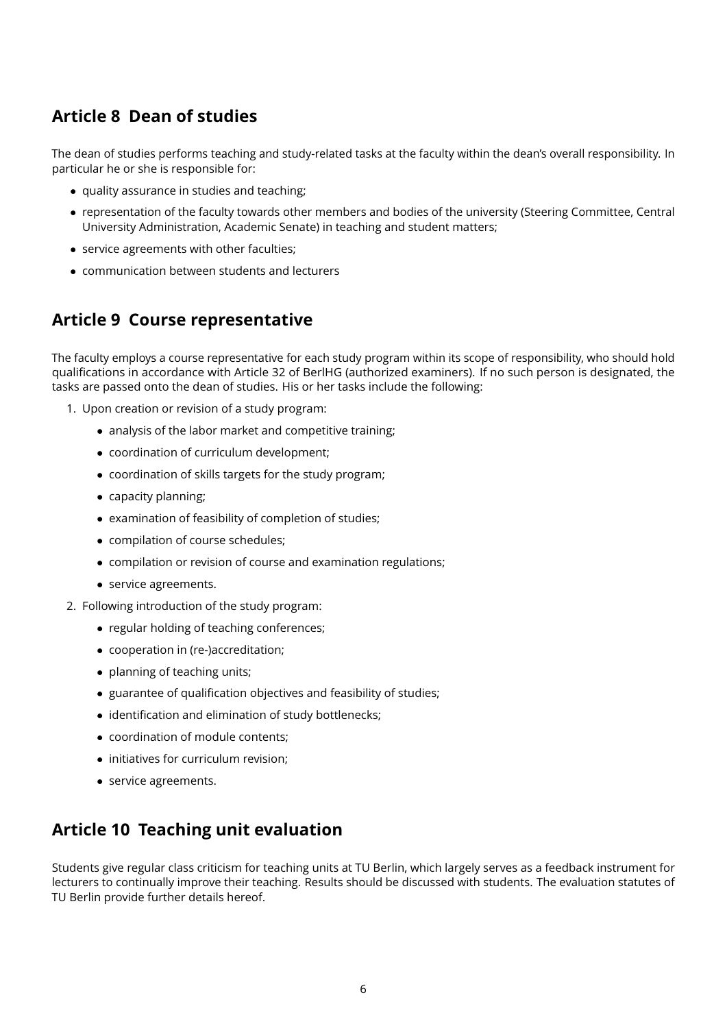## Article 8 Dean of studies

The dean of studies performs teaching and study-related tasks at the faculty within the dean's overall responsibility. In particular he or she is responsible for:

- quality assurance in studies and teaching;
- representation of the faculty towards other members and bodies of the university (Steering Committee, Central University Administration, Academic Senate) in teaching and student matters;
- service agreements with other faculties;
- communication between students and lecturers

## Article 9 Course representative

The faculty employs a course representative for each study program within its scope of responsibility, who should hold qualifications in accordance with Article 32 of BerlHG (authorized examiners). If no such person is designated, the tasks are passed onto the dean of studies. His or her tasks include the following:

1. Upon creation or revision of a study program:
   - analysis of the labor market and competitive training;
   - coordination of curriculum development;
   - coordination of skills targets for the study program;
   - capacity planning;
   - examination of feasibility of completion of studies;
   - compilation of course schedules;
   - compilation or revision of course and examination regulations;
   - service agreements.
2. Following introduction of the study program:
   - regular holding of teaching conferences;
   - cooperation in (re-)accreditation;
   - planning of teaching units;
   - guarantee of qualification objectives and feasibility of studies;
   - identification and elimination of study bottlenecks;
   - coordination of module contents;
   - initiatives for curriculum revision;
   - service agreements.

## Article 10 Teaching unit evaluation

Students give regular class criticism for teaching units at TU Berlin, which largely serves as a feedback instrument for lecturers to continually improve their teaching. Results should be discussed with students. The evaluation statutes of TU Berlin provide further details hereof.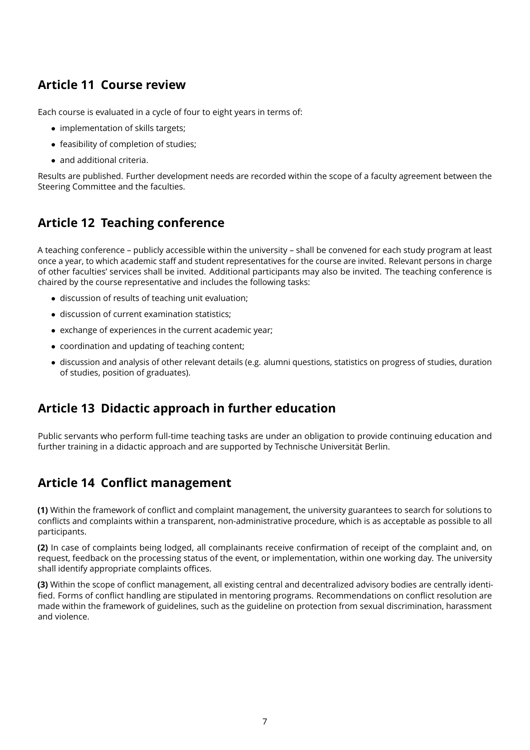## Article 11 Course review

Each course is evaluated in a cycle of four to eight years in terms of:

- implementation of skills targets;
- feasibility of completion of studies;
- and additional criteria.

Results are published. Further development needs are recorded within the scope of a faculty agreement between the Steering Committee and the faculties.

## Article 12 Teaching conference

A teaching conference – publicly accessible within the university – shall be convened for each study program at least once a year, to which academic staff and student representatives for the course are invited. Relevant persons in charge of other faculties' services shall be invited. Additional participants may also be invited. The teaching conference is chaired by the course representative and includes the following tasks:

- discussion of results of teaching unit evaluation;
- discussion of current examination statistics;
- exchange of experiences in the current academic year;
- coordination and updating of teaching content;
- discussion and analysis of other relevant details (e.g. alumni questions, statistics on progress of studies, duration of studies, position of graduates).

## Article 13 Didactic approach in further education

Public servants who perform full-time teaching tasks are under an obligation to provide continuing education and further training in a didactic approach and are supported by Technische Universität Berlin.

## Article 14 Conflict management

**(1)** Within the framework of conflict and complaint management, the university guarantees to search for solutions to conflicts and complaints within a transparent, non-administrative procedure, which is as acceptable as possible to all participants.

**(2)** In case of complaints being lodged, all complainants receive confirmation of receipt of the complaint and, on request, feedback on the processing status of the event, or implementation, within one working day. The university shall identify appropriate complaints offices.

**(3)** Within the scope of conflict management, all existing central and decentralized advisory bodies are centrally identified. Forms of conflict handling are stipulated in mentoring programs. Recommendations on conflict resolution are made within the framework of guidelines, such as the guideline on protection from sexual discrimination, harassment and violence.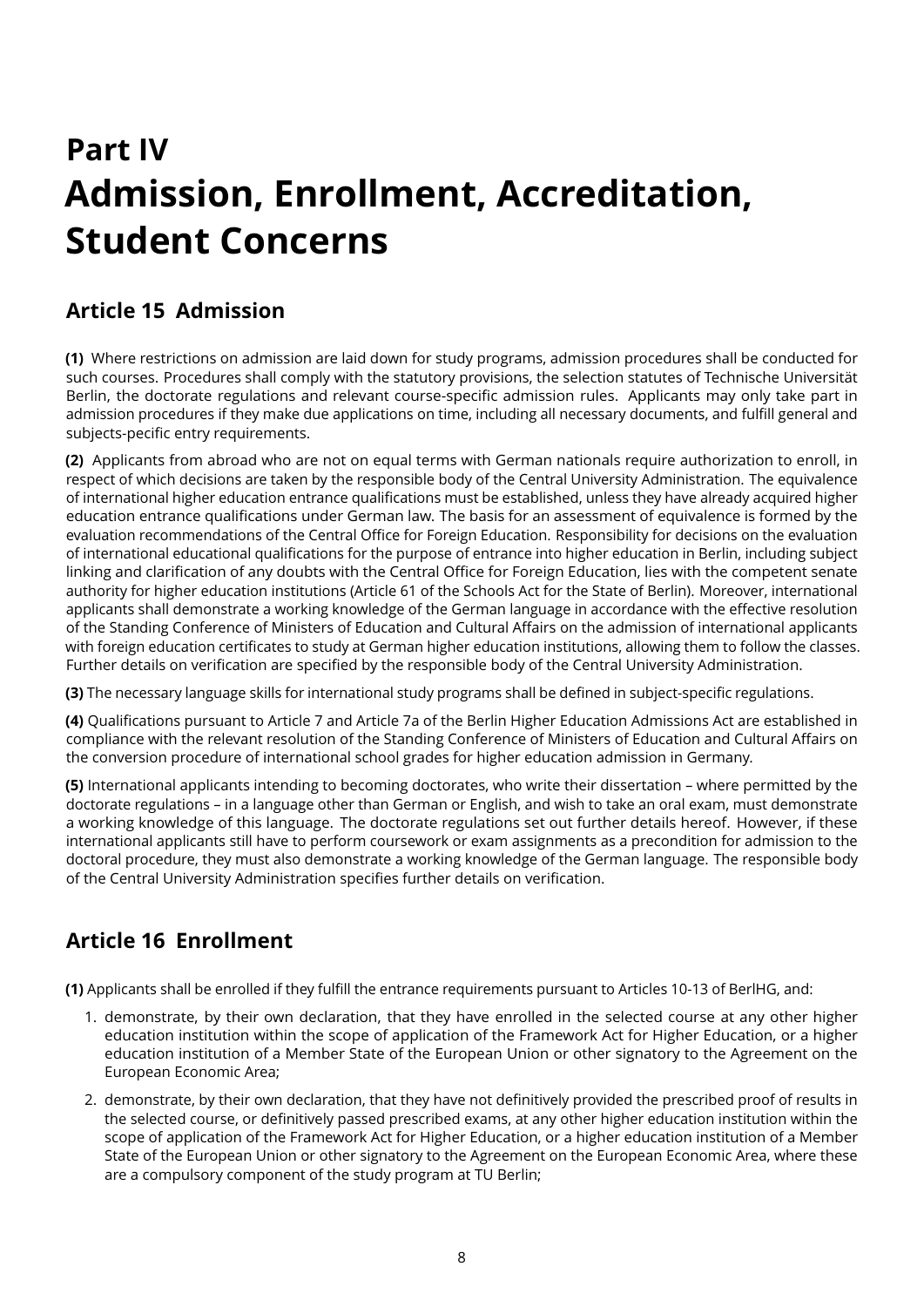# Part IV
# Admission, Enrollment, Accreditation, Student Concerns

## Article 15 Admission

**(1)** Where restrictions on admission are laid down for study programs, admission procedures shall be conducted for such courses. Procedures shall comply with the statutory provisions, the selection statutes of Technische Universität Berlin, the doctorate regulations and relevant course-specific admission rules. Applicants may only take part in admission procedures if they make due applications on time, including all necessary documents, and fulfill general and subjects-pecific entry requirements.

**(2)** Applicants from abroad who are not on equal terms with German nationals require authorization to enroll, in respect of which decisions are taken by the responsible body of the Central University Administration. The equivalence of international higher education entrance qualifications must be established, unless they have already acquired higher education entrance qualifications under German law. The basis for an assessment of equivalence is formed by the evaluation recommendations of the Central Office for Foreign Education. Responsibility for decisions on the evaluation of international educational qualifications for the purpose of entrance into higher education in Berlin, including subject linking and clarification of any doubts with the Central Office for Foreign Education, lies with the competent senate authority for higher education institutions (Article 61 of the Schools Act for the State of Berlin). Moreover, international applicants shall demonstrate a working knowledge of the German language in accordance with the effective resolution of the Standing Conference of Ministers of Education and Cultural Affairs on the admission of international applicants with foreign education certificates to study at German higher education institutions, allowing them to follow the classes. Further details on verification are specified by the responsible body of the Central University Administration.

**(3)** The necessary language skills for international study programs shall be defined in subject-specific regulations.

**(4)** Qualifications pursuant to Article 7 and Article 7a of the Berlin Higher Education Admissions Act are established in compliance with the relevant resolution of the Standing Conference of Ministers of Education and Cultural Affairs on the conversion procedure of international school grades for higher education admission in Germany.

**(5)** International applicants intending to becoming doctorates, who write their dissertation – where permitted by the doctorate regulations – in a language other than German or English, and wish to take an oral exam, must demonstrate a working knowledge of this language. The doctorate regulations set out further details hereof. However, if these international applicants still have to perform coursework or exam assignments as a precondition for admission to the doctoral procedure, they must also demonstrate a working knowledge of the German language. The responsible body of the Central University Administration specifies further details on verification.

## Article 16 Enrollment

**(1)** Applicants shall be enrolled if they fulfill the entrance requirements pursuant to Articles 10-13 of BerlHG, and:

1. demonstrate, by their own declaration, that they have enrolled in the selected course at any other higher education institution within the scope of application of the Framework Act for Higher Education, or a higher education institution of a Member State of the European Union or other signatory to the Agreement on the European Economic Area;
2. demonstrate, by their own declaration, that they have not definitively provided the prescribed proof of results in the selected course, or definitively passed prescribed exams, at any other higher education institution within the scope of application of the Framework Act for Higher Education, or a higher education institution of a Member State of the European Union or other signatory to the Agreement on the European Economic Area, where these are a compulsory component of the study program at TU Berlin;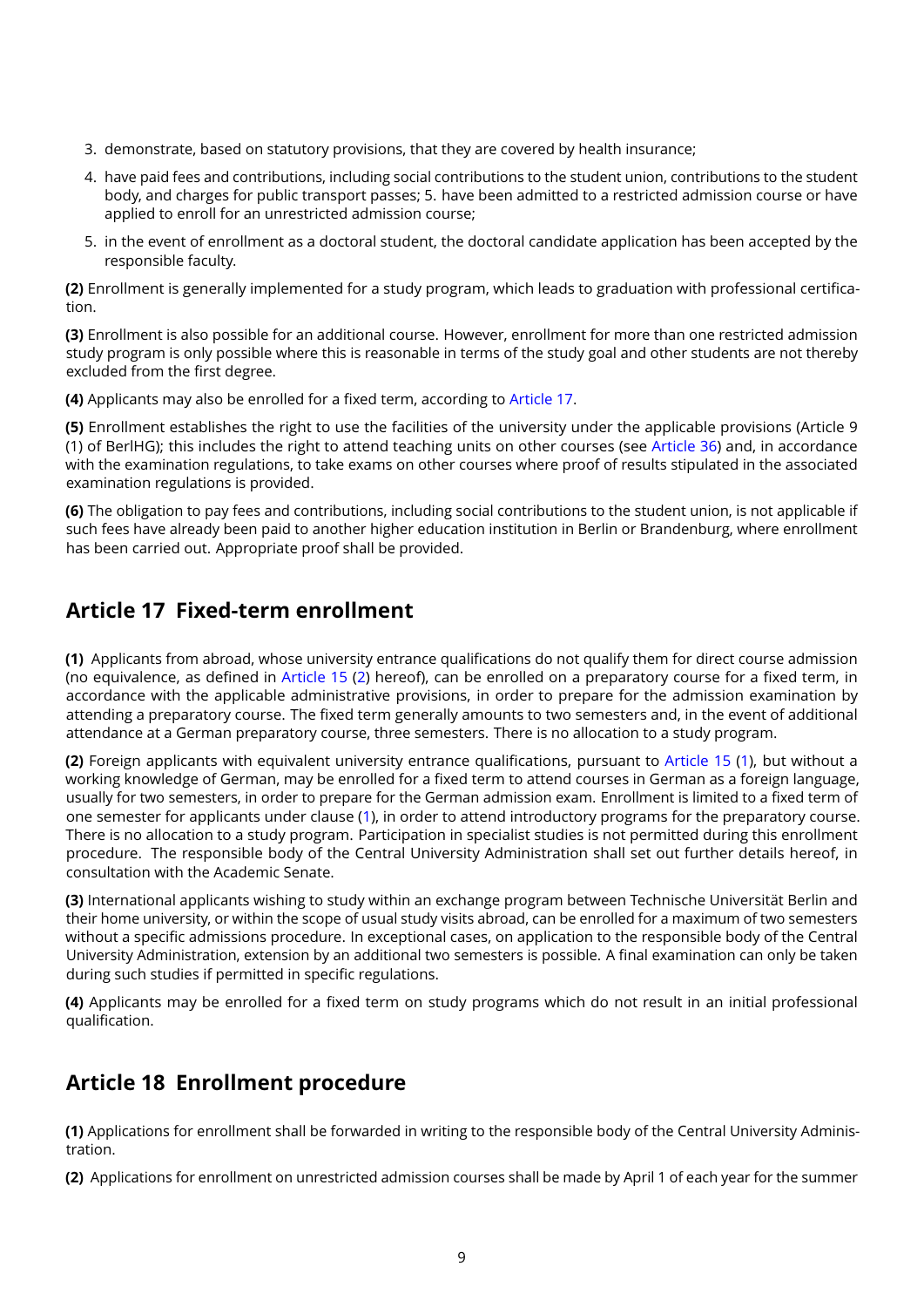3. demonstrate, based on statutory provisions, that they are covered by health insurance;
4. have paid fees and contributions, including social contributions to the student union, contributions to the student body, and charges for public transport passes; 5. have been admitted to a restricted admission course or have applied to enroll for an unrestricted admission course;
5. in the event of enrollment as a doctoral student, the doctoral candidate application has been accepted by the responsible faculty.

**(2)** Enrollment is generally implemented for a study program, which leads to graduation with professional certification.

**(3)** Enrollment is also possible for an additional course. However, enrollment for more than one restricted admission study program is only possible where this is reasonable in terms of the study goal and other students are not thereby excluded from the first degree.

**(4)** Applicants may also be enrolled for a fixed term, according to Article 17.

**(5)** Enrollment establishes the right to use the facilities of the university under the applicable provisions (Article 9 (1) of BerlHG); this includes the right to attend teaching units on other courses (see Article 36) and, in accordance with the examination regulations, to take exams on other courses where proof of results stipulated in the associated examination regulations is provided.

**(6)** The obligation to pay fees and contributions, including social contributions to the student union, is not applicable if such fees have already been paid to another higher education institution in Berlin or Brandenburg, where enrollment has been carried out. Appropriate proof shall be provided.

## Article 17 Fixed-term enrollment

**(1)** Applicants from abroad, whose university entrance qualifications do not qualify them for direct course admission (no equivalence, as defined in Article 15 (2) hereof), can be enrolled on a preparatory course for a fixed term, in accordance with the applicable administrative provisions, in order to prepare for the admission examination by attending a preparatory course. The fixed term generally amounts to two semesters and, in the event of additional attendance at a German preparatory course, three semesters. There is no allocation to a study program.

**(2)** Foreign applicants with equivalent university entrance qualifications, pursuant to Article 15 (1), but without a working knowledge of German, may be enrolled for a fixed term to attend courses in German as a foreign language, usually for two semesters, in order to prepare for the German admission exam. Enrollment is limited to a fixed term of one semester for applicants under clause (1), in order to attend introductory programs for the preparatory course. There is no allocation to a study program. Participation in specialist studies is not permitted during this enrollment procedure. The responsible body of the Central University Administration shall set out further details hereof, in consultation with the Academic Senate.

**(3)** International applicants wishing to study within an exchange program between Technische Universität Berlin and their home university, or within the scope of usual study visits abroad, can be enrolled for a maximum of two semesters without a specific admissions procedure. In exceptional cases, on application to the responsible body of the Central University Administration, extension by an additional two semesters is possible. A final examination can only be taken during such studies if permitted in specific regulations.

**(4)** Applicants may be enrolled for a fixed term on study programs which do not result in an initial professional qualification.

## Article 18 Enrollment procedure

**(1)** Applications for enrollment shall be forwarded in writing to the responsible body of the Central University Administration.

**(2)** Applications for enrollment on unrestricted admission courses shall be made by April 1 of each year for the summer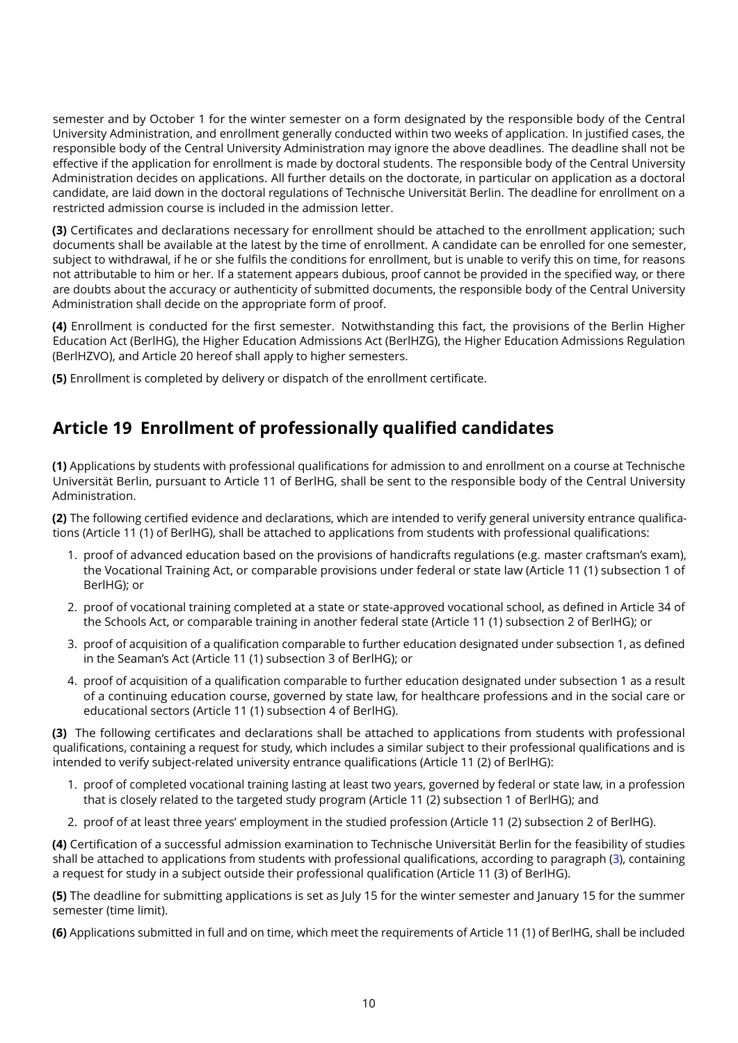semester and by October 1 for the winter semester on a form designated by the responsible body of the Central University Administration, and enrollment generally conducted within two weeks of application. In justified cases, the responsible body of the Central University Administration may ignore the above deadlines. The deadline shall not be effective if the application for enrollment is made by doctoral students. The responsible body of the Central University Administration decides on applications. All further details on the doctorate, in particular on application as a doctoral candidate, are laid down in the doctoral regulations of Technische Universität Berlin. The deadline for enrollment on a restricted admission course is included in the admission letter.

**(3)** Certificates and declarations necessary for enrollment should be attached to the enrollment application; such documents shall be available at the latest by the time of enrollment. A candidate can be enrolled for one semester, subject to withdrawal, if he or she fulfils the conditions for enrollment, but is unable to verify this on time, for reasons not attributable to him or her. If a statement appears dubious, proof cannot be provided in the specified way, or there are doubts about the accuracy or authenticity of submitted documents, the responsible body of the Central University Administration shall decide on the appropriate form of proof.

**(4)** Enrollment is conducted for the first semester. Notwithstanding this fact, the provisions of the Berlin Higher Education Act (BerlHG), the Higher Education Admissions Act (BerlHZG), the Higher Education Admissions Regulation (BerlHZVO), and Article 20 hereof shall apply to higher semesters.

**(5)** Enrollment is completed by delivery or dispatch of the enrollment certificate.

## Article 19 Enrollment of professionally qualified candidates

**(1)** Applications by students with professional qualifications for admission to and enrollment on a course at Technische Universität Berlin, pursuant to Article 11 of BerlHG, shall be sent to the responsible body of the Central University Administration.

**(2)** The following certified evidence and declarations, which are intended to verify general university entrance qualifications (Article 11 (1) of BerlHG), shall be attached to applications from students with professional qualifications:

1. proof of advanced education based on the provisions of handicrafts regulations (e.g. master craftsman's exam), the Vocational Training Act, or comparable provisions under federal or state law (Article 11 (1) subsection 1 of BerlHG); or
2. proof of vocational training completed at a state or state-approved vocational school, as defined in Article 34 of the Schools Act, or comparable training in another federal state (Article 11 (1) subsection 2 of BerlHG); or
3. proof of acquisition of a qualification comparable to further education designated under subsection 1, as defined in the Seaman's Act (Article 11 (1) subsection 3 of BerlHG); or
4. proof of acquisition of a qualification comparable to further education designated under subsection 1 as a result of a continuing education course, governed by state law, for healthcare professions and in the social care or educational sectors (Article 11 (1) subsection 4 of BerlHG).

**(3)** The following certificates and declarations shall be attached to applications from students with professional qualifications, containing a request for study, which includes a similar subject to their professional qualifications and is intended to verify subject-related university entrance qualifications (Article 11 (2) of BerlHG):

1. proof of completed vocational training lasting at least two years, governed by federal or state law, in a profession that is closely related to the targeted study program (Article 11 (2) subsection 1 of BerlHG); and
2. proof of at least three years' employment in the studied profession (Article 11 (2) subsection 2 of BerlHG).

**(4)** Certification of a successful admission examination to Technische Universität Berlin for the feasibility of studies shall be attached to applications from students with professional qualifications, according to paragraph (3), containing a request for study in a subject outside their professional qualification (Article 11 (3) of BerlHG).

**(5)** The deadline for submitting applications is set as July 15 for the winter semester and January 15 for the summer semester (time limit).

**(6)** Applications submitted in full and on time, which meet the requirements of Article 11 (1) of BerlHG, shall be included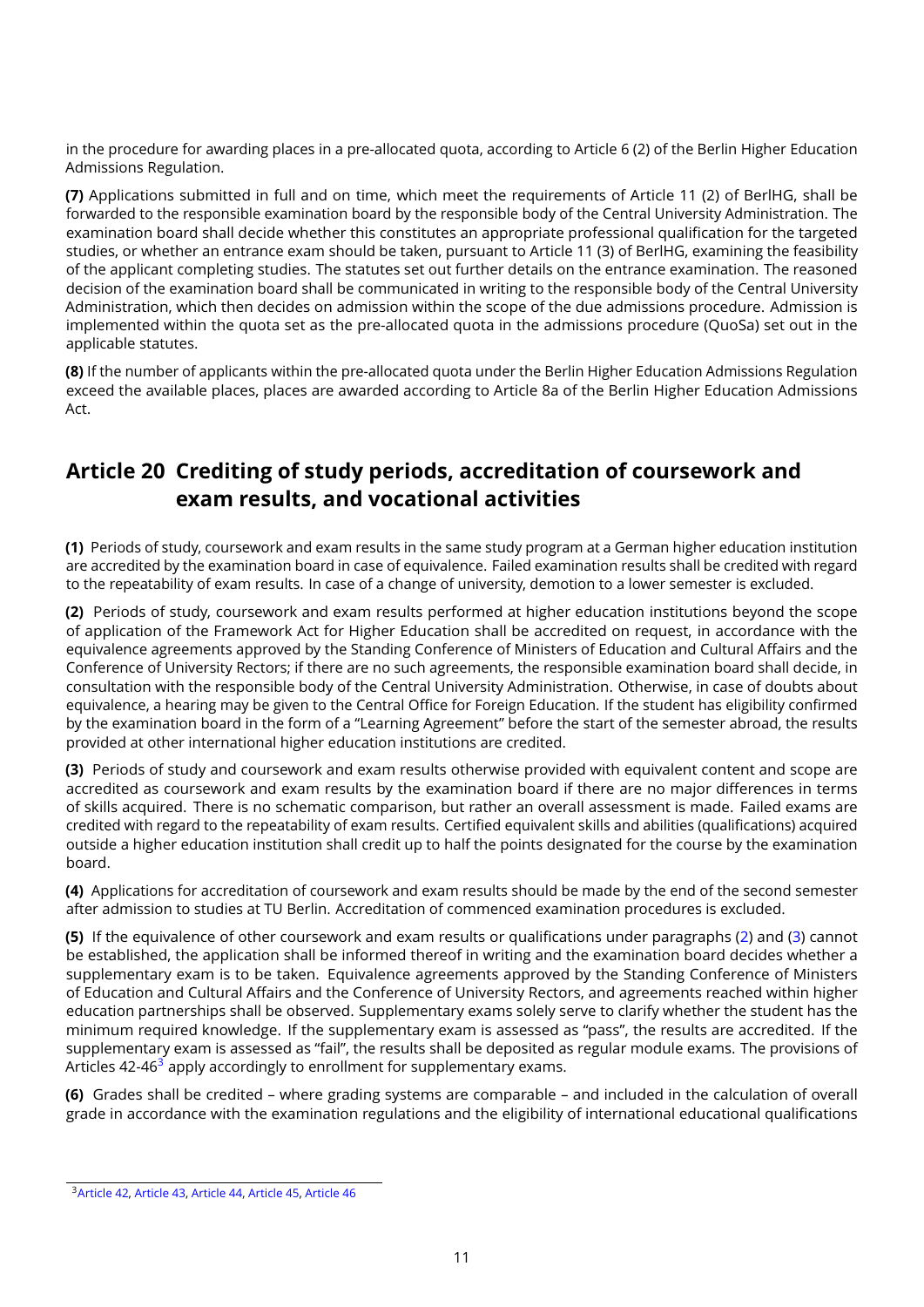in the procedure for awarding places in a pre-allocated quota, according to Article 6 (2) of the Berlin Higher Education Admissions Regulation.

**(7)** Applications submitted in full and on time, which meet the requirements of Article 11 (2) of BerlHG, shall be forwarded to the responsible examination board by the responsible body of the Central University Administration. The examination board shall decide whether this constitutes an appropriate professional qualification for the targeted studies, or whether an entrance exam should be taken, pursuant to Article 11 (3) of BerlHG, examining the feasibility of the applicant completing studies. The statutes set out further details on the entrance examination. The reasoned decision of the examination board shall be communicated in writing to the responsible body of the Central University Administration, which then decides on admission within the scope of the due admissions procedure. Admission is implemented within the quota set as the pre-allocated quota in the admissions procedure (QuoSa) set out in the applicable statutes.

**(8)** If the number of applicants within the pre-allocated quota under the Berlin Higher Education Admissions Regulation exceed the available places, places are awarded according to Article 8a of the Berlin Higher Education Admissions Act.

## Article 20 Crediting of study periods, accreditation of coursework and exam results, and vocational activities

**(1)** Periods of study, coursework and exam results in the same study program at a German higher education institution are accredited by the examination board in case of equivalence. Failed examination results shall be credited with regard to the repeatability of exam results. In case of a change of university, demotion to a lower semester is excluded.

**(2)** Periods of study, coursework and exam results performed at higher education institutions beyond the scope of application of the Framework Act for Higher Education shall be accredited on request, in accordance with the equivalence agreements approved by the Standing Conference of Ministers of Education and Cultural Affairs and the Conference of University Rectors; if there are no such agreements, the responsible examination board shall decide, in consultation with the responsible body of the Central University Administration. Otherwise, in case of doubts about equivalence, a hearing may be given to the Central Office for Foreign Education. If the student has eligibility confirmed by the examination board in the form of a "Learning Agreement" before the start of the semester abroad, the results provided at other international higher education institutions are credited.

**(3)** Periods of study and coursework and exam results otherwise provided with equivalent content and scope are accredited as coursework and exam results by the examination board if there are no major differences in terms of skills acquired. There is no schematic comparison, but rather an overall assessment is made. Failed exams are credited with regard to the repeatability of exam results. Certified equivalent skills and abilities (qualifications) acquired outside a higher education institution shall credit up to half the points designated for the course by the examination board.

**(4)** Applications for accreditation of coursework and exam results should be made by the end of the second semester after admission to studies at TU Berlin. Accreditation of commenced examination procedures is excluded.

**(5)** If the equivalence of other coursework and exam results or qualifications under paragraphs (2) and (3) cannot be established, the application shall be informed thereof in writing and the examination board decides whether a supplementary exam is to be taken. Equivalence agreements approved by the Standing Conference of Ministers of Education and Cultural Affairs and the Conference of University Rectors, and agreements reached within higher education partnerships shall be observed. Supplementary exams solely serve to clarify whether the student has the minimum required knowledge. If the supplementary exam is assessed as "pass", the results are accredited. If the supplementary exam is assessed as "fail", the results shall be deposited as regular module exams. The provisions of Articles 42-46[3] apply accordingly to enrollment for supplementary exams.

**(6)** Grades shall be credited – where grading systems are comparable – and included in the calculation of overall grade in accordance with the examination regulations and the eligibility of international educational qualifications

[3] Article 42, Article 43, Article 44, Article 45, Article 46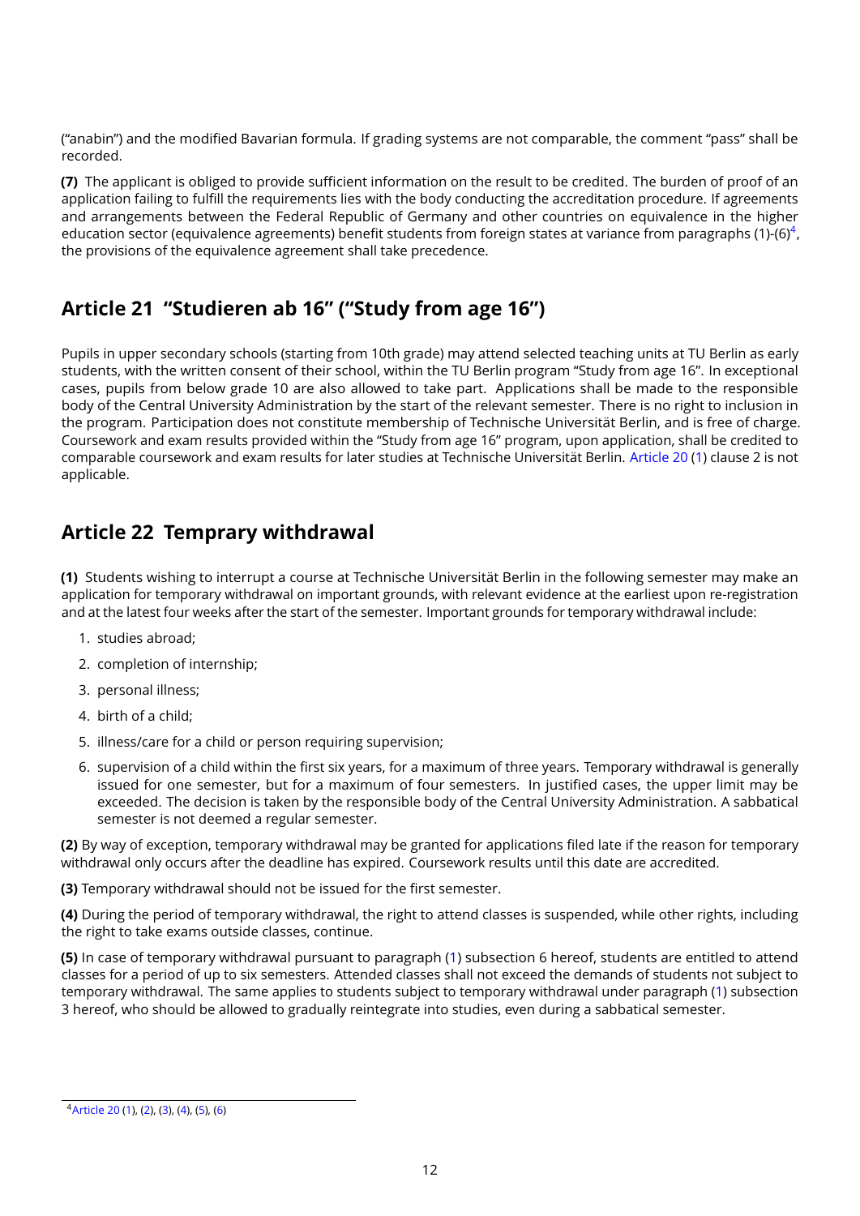("anabin") and the modified Bavarian formula. If grading systems are not comparable, the comment "pass" shall be recorded.

**(7)** The applicant is obliged to provide sufficient information on the result to be credited. The burden of proof of an application failing to fulfill the requirements lies with the body conducting the accreditation procedure. If agreements and arrangements between the Federal Republic of Germany and other countries on equivalence in the higher education sector (equivalence agreements) benefit students from foreign states at variance from paragraphs (1)-(6)[4], the provisions of the equivalence agreement shall take precedence.

## Article 21 "Studieren ab 16" ("Study from age 16")

Pupils in upper secondary schools (starting from 10th grade) may attend selected teaching units at TU Berlin as early students, with the written consent of their school, within the TU Berlin program "Study from age 16". In exceptional cases, pupils from below grade 10 are also allowed to take part. Applications shall be made to the responsible body of the Central University Administration by the start of the relevant semester. There is no right to inclusion in the program. Participation does not constitute membership of Technische Universität Berlin, and is free of charge. Coursework and exam results provided within the "Study from age 16" program, upon application, shall be credited to comparable coursework and exam results for later studies at Technische Universität Berlin. Article 20 (1) clause 2 is not applicable.

## Article 22 Temprary withdrawal

**(1)** Students wishing to interrupt a course at Technische Universität Berlin in the following semester may make an application for temporary withdrawal on important grounds, with relevant evidence at the earliest upon re-registration and at the latest four weeks after the start of the semester. Important grounds for temporary withdrawal include:

1. studies abroad;
2. completion of internship;
3. personal illness;
4. birth of a child;
5. illness/care for a child or person requiring supervision;
6. supervision of a child within the first six years, for a maximum of three years. Temporary withdrawal is generally issued for one semester, but for a maximum of four semesters. In justified cases, the upper limit may be exceeded. The decision is taken by the responsible body of the Central University Administration. A sabbatical semester is not deemed a regular semester.

**(2)** By way of exception, temporary withdrawal may be granted for applications filed late if the reason for temporary withdrawal only occurs after the deadline has expired. Coursework results until this date are accredited.

**(3)** Temporary withdrawal should not be issued for the first semester.

**(4)** During the period of temporary withdrawal, the right to attend classes is suspended, while other rights, including the right to take exams outside classes, continue.

**(5)** In case of temporary withdrawal pursuant to paragraph (1) subsection 6 hereof, students are entitled to attend classes for a period of up to six semesters. Attended classes shall not exceed the demands of students not subject to temporary withdrawal. The same applies to students subject to temporary withdrawal under paragraph (1) subsection 3 hereof, who should be allowed to gradually reintegrate into studies, even during a sabbatical semester.

---

[4] Article 20 (1), (2), (3), (4), (5), (6)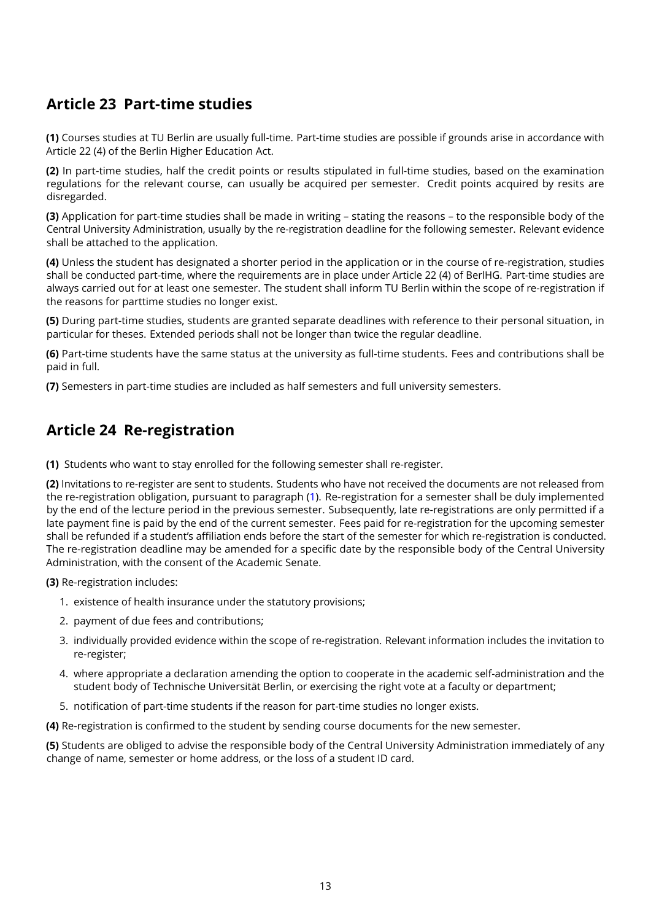## Article 23 Part-time studies

**(1)** Courses studies at TU Berlin are usually full-time. Part-time studies are possible if grounds arise in accordance with Article 22 (4) of the Berlin Higher Education Act.

**(2)** In part-time studies, half the credit points or results stipulated in full-time studies, based on the examination regulations for the relevant course, can usually be acquired per semester. Credit points acquired by resits are disregarded.

**(3)** Application for part-time studies shall be made in writing – stating the reasons – to the responsible body of the Central University Administration, usually by the re-registration deadline for the following semester. Relevant evidence shall be attached to the application.

**(4)** Unless the student has designated a shorter period in the application or in the course of re-registration, studies shall be conducted part-time, where the requirements are in place under Article 22 (4) of BerlHG. Part-time studies are always carried out for at least one semester. The student shall inform TU Berlin within the scope of re-registration if the reasons for parttime studies no longer exist.

**(5)** During part-time studies, students are granted separate deadlines with reference to their personal situation, in particular for theses. Extended periods shall not be longer than twice the regular deadline.

**(6)** Part-time students have the same status at the university as full-time students. Fees and contributions shall be paid in full.

**(7)** Semesters in part-time studies are included as half semesters and full university semesters.

## Article 24 Re-registration

**(1)** Students who want to stay enrolled for the following semester shall re-register.

**(2)** Invitations to re-register are sent to students. Students who have not received the documents are not released from the re-registration obligation, pursuant to paragraph (1). Re-registration for a semester shall be duly implemented by the end of the lecture period in the previous semester. Subsequently, late re-registrations are only permitted if a late payment fine is paid by the end of the current semester. Fees paid for re-registration for the upcoming semester shall be refunded if a student's affiliation ends before the start of the semester for which re-registration is conducted. The re-registration deadline may be amended for a specific date by the responsible body of the Central University Administration, with the consent of the Academic Senate.

**(3)** Re-registration includes:

1. existence of health insurance under the statutory provisions;
2. payment of due fees and contributions;
3. individually provided evidence within the scope of re-registration. Relevant information includes the invitation to re-register;
4. where appropriate a declaration amending the option to cooperate in the academic self-administration and the student body of Technische Universität Berlin, or exercising the right vote at a faculty or department;
5. notification of part-time students if the reason for part-time studies no longer exists.

**(4)** Re-registration is confirmed to the student by sending course documents for the new semester.

**(5)** Students are obliged to advise the responsible body of the Central University Administration immediately of any change of name, semester or home address, or the loss of a student ID card.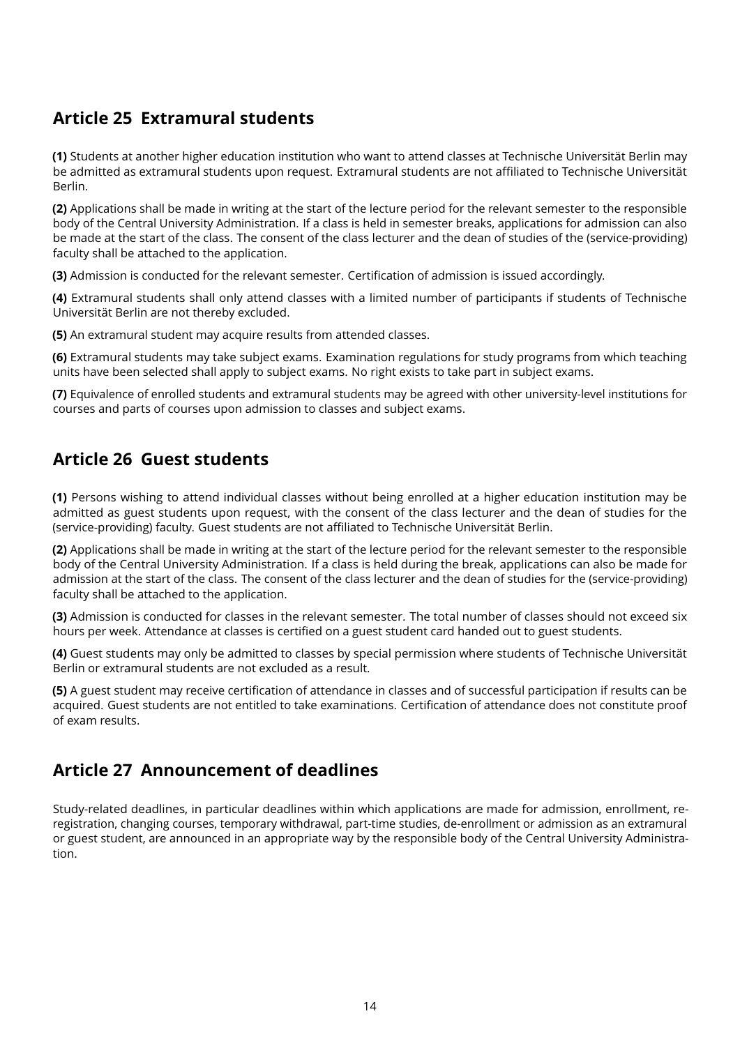## Article 25 Extramural students

**(1)** Students at another higher education institution who want to attend classes at Technische Universität Berlin may be admitted as extramural students upon request. Extramural students are not affiliated to Technische Universität Berlin.

**(2)** Applications shall be made in writing at the start of the lecture period for the relevant semester to the responsible body of the Central University Administration. If a class is held in semester breaks, applications for admission can also be made at the start of the class. The consent of the class lecturer and the dean of studies of the (service-providing) faculty shall be attached to the application.

**(3)** Admission is conducted for the relevant semester. Certification of admission is issued accordingly.

**(4)** Extramural students shall only attend classes with a limited number of participants if students of Technische Universität Berlin are not thereby excluded.

**(5)** An extramural student may acquire results from attended classes.

**(6)** Extramural students may take subject exams. Examination regulations for study programs from which teaching units have been selected shall apply to subject exams. No right exists to take part in subject exams.

**(7)** Equivalence of enrolled students and extramural students may be agreed with other university-level institutions for courses and parts of courses upon admission to classes and subject exams.

## Article 26 Guest students

**(1)** Persons wishing to attend individual classes without being enrolled at a higher education institution may be admitted as guest students upon request, with the consent of the class lecturer and the dean of studies for the (service-providing) faculty. Guest students are not affiliated to Technische Universität Berlin.

**(2)** Applications shall be made in writing at the start of the lecture period for the relevant semester to the responsible body of the Central University Administration. If a class is held during the break, applications can also be made for admission at the start of the class. The consent of the class lecturer and the dean of studies for the (service-providing) faculty shall be attached to the application.

**(3)** Admission is conducted for classes in the relevant semester. The total number of classes should not exceed six hours per week. Attendance at classes is certified on a guest student card handed out to guest students.

**(4)** Guest students may only be admitted to classes by special permission where students of Technische Universität Berlin or extramural students are not excluded as a result.

**(5)** A guest student may receive certification of attendance in classes and of successful participation if results can be acquired. Guest students are not entitled to take examinations. Certification of attendance does not constitute proof of exam results.

## Article 27 Announcement of deadlines

Study-related deadlines, in particular deadlines within which applications are made for admission, enrollment, re-registration, changing courses, temporary withdrawal, part-time studies, de-enrollment or admission as an extramural or guest student, are announced in an appropriate way by the responsible body of the Central University Administration.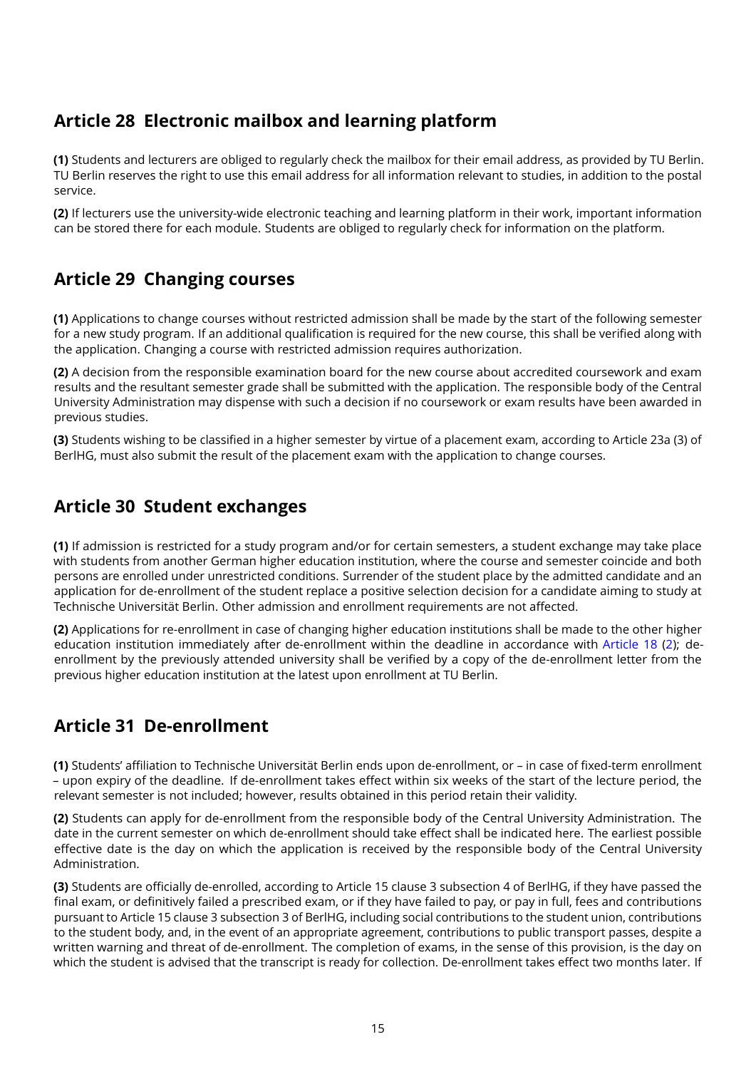## Article 28 Electronic mailbox and learning platform

**(1)** Students and lecturers are obliged to regularly check the mailbox for their email address, as provided by TU Berlin. TU Berlin reserves the right to use this email address for all information relevant to studies, in addition to the postal service.

**(2)** If lecturers use the university-wide electronic teaching and learning platform in their work, important information can be stored there for each module. Students are obliged to regularly check for information on the platform.

## Article 29 Changing courses

**(1)** Applications to change courses without restricted admission shall be made by the start of the following semester for a new study program. If an additional qualification is required for the new course, this shall be verified along with the application. Changing a course with restricted admission requires authorization.

**(2)** A decision from the responsible examination board for the new course about accredited coursework and exam results and the resultant semester grade shall be submitted with the application. The responsible body of the Central University Administration may dispense with such a decision if no coursework or exam results have been awarded in previous studies.

**(3)** Students wishing to be classified in a higher semester by virtue of a placement exam, according to Article 23a (3) of BerlHG, must also submit the result of the placement exam with the application to change courses.

## Article 30 Student exchanges

**(1)** If admission is restricted for a study program and/or for certain semesters, a student exchange may take place with students from another German higher education institution, where the course and semester coincide and both persons are enrolled under unrestricted conditions. Surrender of the student place by the admitted candidate and an application for de-enrollment of the student replace a positive selection decision for a candidate aiming to study at Technische Universität Berlin. Other admission and enrollment requirements are not affected.

**(2)** Applications for re-enrollment in case of changing higher education institutions shall be made to the other higher education institution immediately after de-enrollment within the deadline in accordance with Article 18 (2); de-enrollment by the previously attended university shall be verified by a copy of the de-enrollment letter from the previous higher education institution at the latest upon enrollment at TU Berlin.

## Article 31 De-enrollment

**(1)** Students' affiliation to Technische Universität Berlin ends upon de-enrollment, or – in case of fixed-term enrollment – upon expiry of the deadline. If de-enrollment takes effect within six weeks of the start of the lecture period, the relevant semester is not included; however, results obtained in this period retain their validity.

**(2)** Students can apply for de-enrollment from the responsible body of the Central University Administration. The date in the current semester on which de-enrollment should take effect shall be indicated here. The earliest possible effective date is the day on which the application is received by the responsible body of the Central University Administration.

**(3)** Students are officially de-enrolled, according to Article 15 clause 3 subsection 4 of BerlHG, if they have passed the final exam, or definitively failed a prescribed exam, or if they have failed to pay, or pay in full, fees and contributions pursuant to Article 15 clause 3 subsection 3 of BerlHG, including social contributions to the student union, contributions to the student body, and, in the event of an appropriate agreement, contributions to public transport passes, despite a written warning and threat of de-enrollment. The completion of exams, in the sense of this provision, is the day on which the student is advised that the transcript is ready for collection. De-enrollment takes effect two months later. If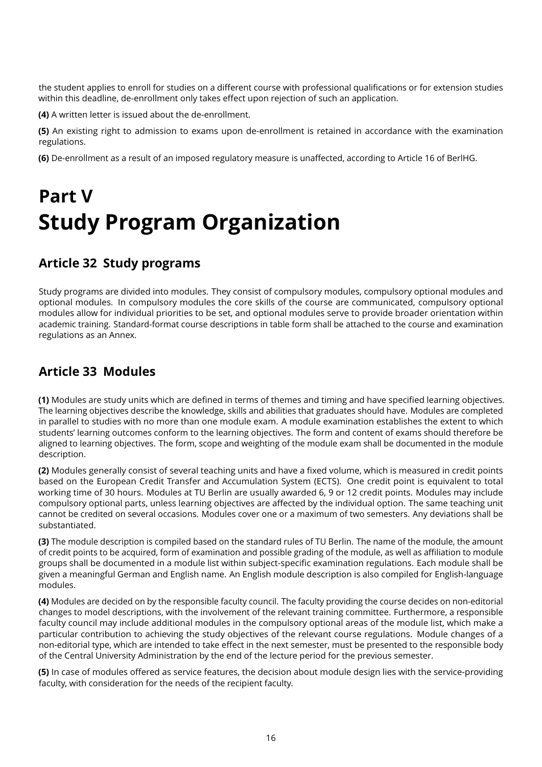the student applies to enroll for studies on a different course with professional qualifications or for extension studies within this deadline, de-enrollment only takes effect upon rejection of such an application.

**(4)** A written letter is issued about the de-enrollment.

**(5)** An existing right to admission to exams upon de-enrollment is retained in accordance with the examination regulations.

**(6)** De-enrollment as a result of an imposed regulatory measure is unaffected, according to Article 16 of BerlHG.

# Part V
# Study Program Organization

## Article 32 Study programs

Study programs are divided into modules. They consist of compulsory modules, compulsory optional modules and optional modules. In compulsory modules the core skills of the course are communicated, compulsory optional modules allow for individual priorities to be set, and optional modules serve to provide broader orientation within academic training. Standard-format course descriptions in table form shall be attached to the course and examination regulations as an Annex.

## Article 33 Modules

**(1)** Modules are study units which are defined in terms of themes and timing and have specified learning objectives. The learning objectives describe the knowledge, skills and abilities that graduates should have. Modules are completed in parallel to studies with no more than one module exam. A module examination establishes the extent to which students' learning outcomes conform to the learning objectives. The form and content of exams should therefore be aligned to learning objectives. The form, scope and weighting of the module exam shall be documented in the module description.

**(2)** Modules generally consist of several teaching units and have a fixed volume, which is measured in credit points based on the European Credit Transfer and Accumulation System (ECTS). One credit point is equivalent to total working time of 30 hours. Modules at TU Berlin are usually awarded 6, 9 or 12 credit points. Modules may include compulsory optional parts, unless learning objectives are affected by the individual option. The same teaching unit cannot be credited on several occasions. Modules cover one or a maximum of two semesters. Any deviations shall be substantiated.

**(3)** The module description is compiled based on the standard rules of TU Berlin. The name of the module, the amount of credit points to be acquired, form of examination and possible grading of the module, as well as affiliation to module groups shall be documented in a module list within subject-specific examination regulations. Each module shall be given a meaningful German and English name. An English module description is also compiled for English-language modules.

**(4)** Modules are decided on by the responsible faculty council. The faculty providing the course decides on non-editorial changes to model descriptions, with the involvement of the relevant training committee. Furthermore, a responsible faculty council may include additional modules in the compulsory optional areas of the module list, which make a particular contribution to achieving the study objectives of the relevant course regulations. Module changes of a non-editorial type, which are intended to take effect in the next semester, must be presented to the responsible body of the Central University Administration by the end of the lecture period for the previous semester.

**(5)** In case of modules offered as service features, the decision about module design lies with the service-providing faculty, with consideration for the needs of the recipient faculty.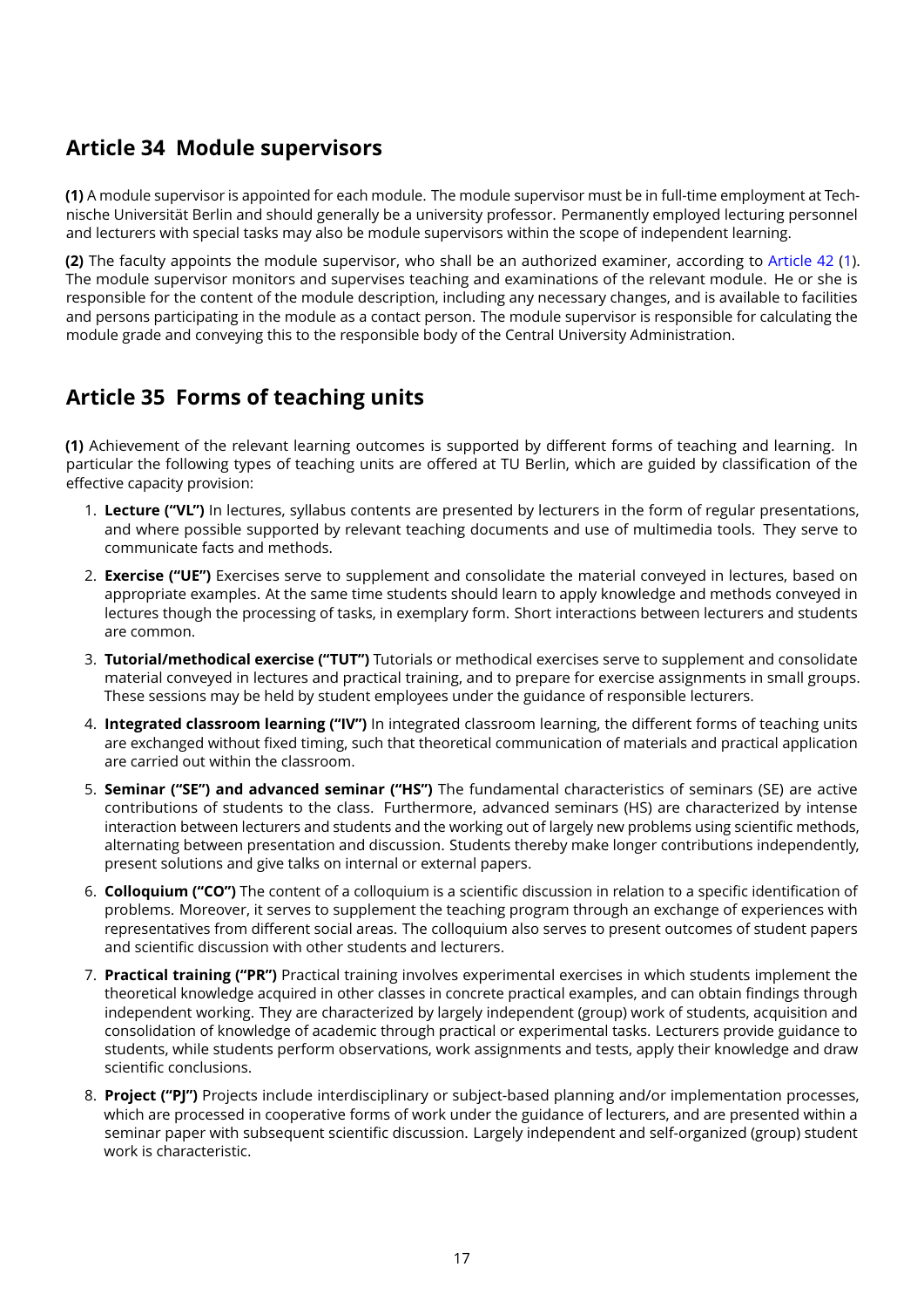## Article 34 Module supervisors

**(1)** A module supervisor is appointed for each module. The module supervisor must be in full-time employment at Technische Universität Berlin and should generally be a university professor. Permanently employed lecturing personnel and lecturers with special tasks may also be module supervisors within the scope of independent learning.

**(2)** The faculty appoints the module supervisor, who shall be an authorized examiner, according to Article 42 (1). The module supervisor monitors and supervises teaching and examinations of the relevant module. He or she is responsible for the content of the module description, including any necessary changes, and is available to facilities and persons participating in the module as a contact person. The module supervisor is responsible for calculating the module grade and conveying this to the responsible body of the Central University Administration.

## Article 35 Forms of teaching units

**(1)** Achievement of the relevant learning outcomes is supported by different forms of teaching and learning. In particular the following types of teaching units are offered at TU Berlin, which are guided by classification of the effective capacity provision:

1. **Lecture ("VL")** In lectures, syllabus contents are presented by lecturers in the form of regular presentations, and where possible supported by relevant teaching documents and use of multimedia tools. They serve to communicate facts and methods.
2. **Exercise ("UE")** Exercises serve to supplement and consolidate the material conveyed in lectures, based on appropriate examples. At the same time students should learn to apply knowledge and methods conveyed in lectures though the processing of tasks, in exemplary form. Short interactions between lecturers and students are common.
3. **Tutorial/methodical exercise ("TUT")** Tutorials or methodical exercises serve to supplement and consolidate material conveyed in lectures and practical training, and to prepare for exercise assignments in small groups. These sessions may be held by student employees under the guidance of responsible lecturers.
4. **Integrated classroom learning ("IV")** In integrated classroom learning, the different forms of teaching units are exchanged without fixed timing, such that theoretical communication of materials and practical application are carried out within the classroom.
5. **Seminar ("SE") and advanced seminar ("HS")** The fundamental characteristics of seminars (SE) are active contributions of students to the class. Furthermore, advanced seminars (HS) are characterized by intense interaction between lecturers and students and the working out of largely new problems using scientific methods, alternating between presentation and discussion. Students thereby make longer contributions independently, present solutions and give talks on internal or external papers.
6. **Colloquium ("CO")** The content of a colloquium is a scientific discussion in relation to a specific identification of problems. Moreover, it serves to supplement the teaching program through an exchange of experiences with representatives from different social areas. The colloquium also serves to present outcomes of student papers and scientific discussion with other students and lecturers.
7. **Practical training ("PR")** Practical training involves experimental exercises in which students implement the theoretical knowledge acquired in other classes in concrete practical examples, and can obtain findings through independent working. They are characterized by largely independent (group) work of students, acquisition and consolidation of knowledge of academic through practical or experimental tasks. Lecturers provide guidance to students, while students perform observations, work assignments and tests, apply their knowledge and draw scientific conclusions.
8. **Project ("PJ")** Projects include interdisciplinary or subject-based planning and/or implementation processes, which are processed in cooperative forms of work under the guidance of lecturers, and are presented within a seminar paper with subsequent scientific discussion. Largely independent and self-organized (group) student work is characteristic.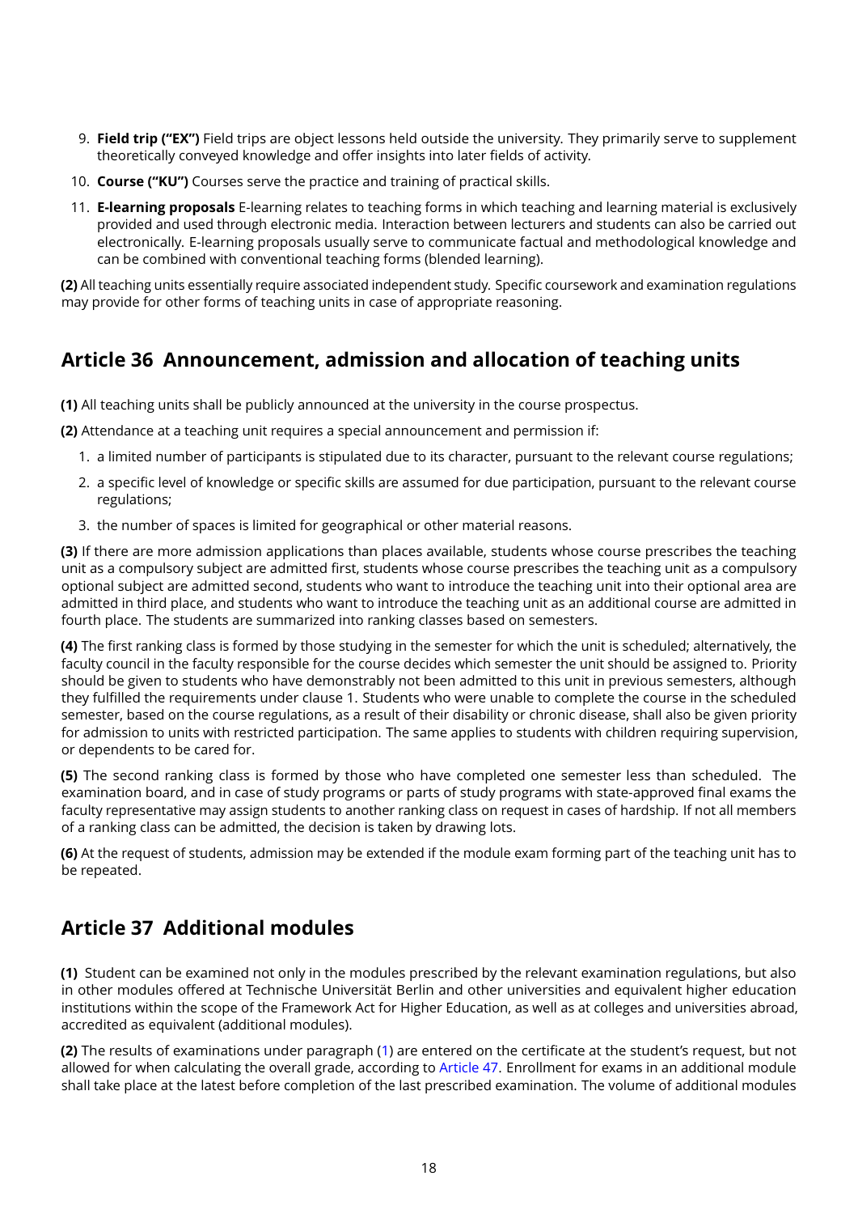9. **Field trip ("EX")** Field trips are object lessons held outside the university. They primarily serve to supplement theoretically conveyed knowledge and offer insights into later fields of activity.
10. **Course ("KU")** Courses serve the practice and training of practical skills.
11. **E-learning proposals** E-learning relates to teaching forms in which teaching and learning material is exclusively provided and used through electronic media. Interaction between lecturers and students can also be carried out electronically. E-learning proposals usually serve to communicate factual and methodological knowledge and can be combined with conventional teaching forms (blended learning).

**(2)** All teaching units essentially require associated independent study. Specific coursework and examination regulations may provide for other forms of teaching units in case of appropriate reasoning.

## Article 36 Announcement, admission and allocation of teaching units

**(1)** All teaching units shall be publicly announced at the university in the course prospectus.

**(2)** Attendance at a teaching unit requires a special announcement and permission if:

1. a limited number of participants is stipulated due to its character, pursuant to the relevant course regulations;
2. a specific level of knowledge or specific skills are assumed for due participation, pursuant to the relevant course regulations;
3. the number of spaces is limited for geographical or other material reasons.

**(3)** If there are more admission applications than places available, students whose course prescribes the teaching unit as a compulsory subject are admitted first, students whose course prescribes the teaching unit as a compulsory optional subject are admitted second, students who want to introduce the teaching unit into their optional area are admitted in third place, and students who want to introduce the teaching unit as an additional course are admitted in fourth place. The students are summarized into ranking classes based on semesters.

**(4)** The first ranking class is formed by those studying in the semester for which the unit is scheduled; alternatively, the faculty council in the faculty responsible for the course decides which semester the unit should be assigned to. Priority should be given to students who have demonstrably not been admitted to this unit in previous semesters, although they fulfilled the requirements under clause 1. Students who were unable to complete the course in the scheduled semester, based on the course regulations, as a result of their disability or chronic disease, shall also be given priority for admission to units with restricted participation. The same applies to students with children requiring supervision, or dependents to be cared for.

**(5)** The second ranking class is formed by those who have completed one semester less than scheduled. The examination board, and in case of study programs or parts of study programs with state-approved final exams the faculty representative may assign students to another ranking class on request in cases of hardship. If not all members of a ranking class can be admitted, the decision is taken by drawing lots.

**(6)** At the request of students, admission may be extended if the module exam forming part of the teaching unit has to be repeated.

## Article 37 Additional modules

**(1)** Student can be examined not only in the modules prescribed by the relevant examination regulations, but also in other modules offered at Technische Universität Berlin and other universities and equivalent higher education institutions within the scope of the Framework Act for Higher Education, as well as at colleges and universities abroad, accredited as equivalent (additional modules).

**(2)** The results of examinations under paragraph (1) are entered on the certificate at the student's request, but not allowed for when calculating the overall grade, according to Article 47. Enrollment for exams in an additional module shall take place at the latest before completion of the last prescribed examination. The volume of additional modules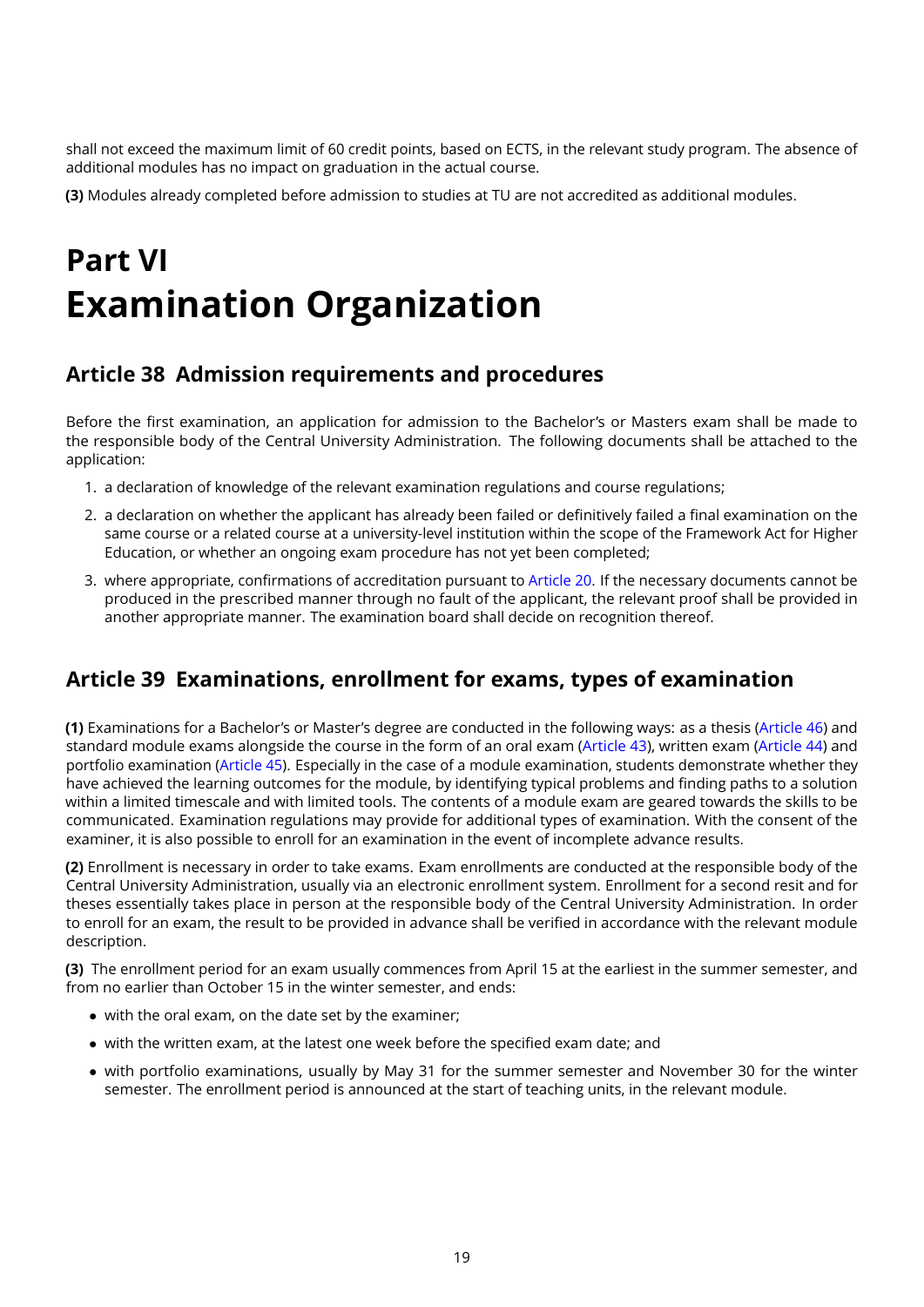shall not exceed the maximum limit of 60 credit points, based on ECTS, in the relevant study program. The absence of additional modules has no impact on graduation in the actual course.

**(3)** Modules already completed before admission to studies at TU are not accredited as additional modules.

# Part VI
# Examination Organization

## Article 38 Admission requirements and procedures

Before the first examination, an application for admission to the Bachelor's or Masters exam shall be made to the responsible body of the Central University Administration. The following documents shall be attached to the application:

1. a declaration of knowledge of the relevant examination regulations and course regulations;
2. a declaration on whether the applicant has already been failed or definitively failed a final examination on the same course or a related course at a university-level institution within the scope of the Framework Act for Higher Education, or whether an ongoing exam procedure has not yet been completed;
3. where appropriate, confirmations of accreditation pursuant to Article 20. If the necessary documents cannot be produced in the prescribed manner through no fault of the applicant, the relevant proof shall be provided in another appropriate manner. The examination board shall decide on recognition thereof.

## Article 39 Examinations, enrollment for exams, types of examination

**(1)** Examinations for a Bachelor's or Master's degree are conducted in the following ways: as a thesis (Article 46) and standard module exams alongside the course in the form of an oral exam (Article 43), written exam (Article 44) and portfolio examination (Article 45). Especially in the case of a module examination, students demonstrate whether they have achieved the learning outcomes for the module, by identifying typical problems and finding paths to a solution within a limited timescale and with limited tools. The contents of a module exam are geared towards the skills to be communicated. Examination regulations may provide for additional types of examination. With the consent of the examiner, it is also possible to enroll for an examination in the event of incomplete advance results.

**(2)** Enrollment is necessary in order to take exams. Exam enrollments are conducted at the responsible body of the Central University Administration, usually via an electronic enrollment system. Enrollment for a second resit and for theses essentially takes place in person at the responsible body of the Central University Administration. In order to enroll for an exam, the result to be provided in advance shall be verified in accordance with the relevant module description.

**(3)** The enrollment period for an exam usually commences from April 15 at the earliest in the summer semester, and from no earlier than October 15 in the winter semester, and ends:

- with the oral exam, on the date set by the examiner;
- with the written exam, at the latest one week before the specified exam date; and
- with portfolio examinations, usually by May 31 for the summer semester and November 30 for the winter semester. The enrollment period is announced at the start of teaching units, in the relevant module.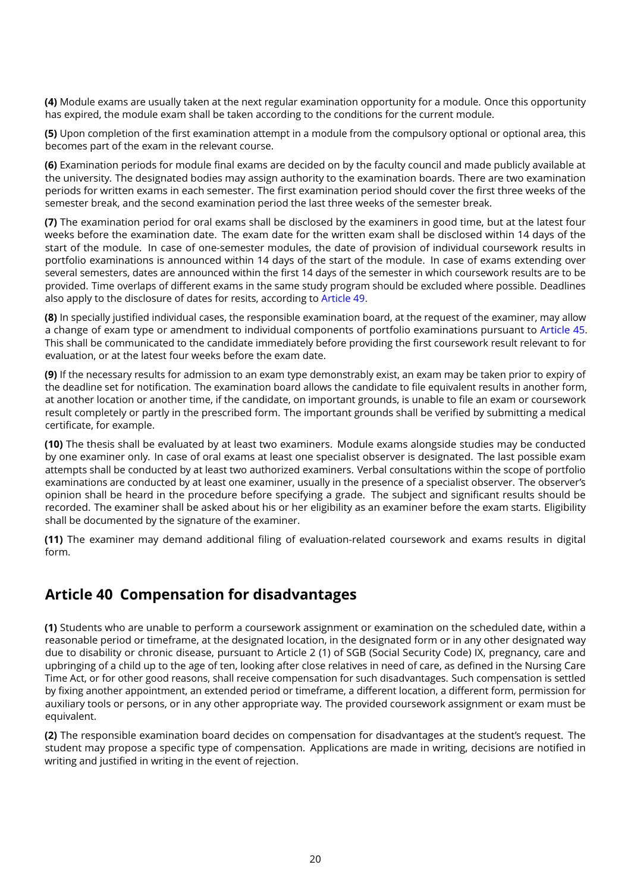**(4)** Module exams are usually taken at the next regular examination opportunity for a module. Once this opportunity has expired, the module exam shall be taken according to the conditions for the current module.

**(5)** Upon completion of the first examination attempt in a module from the compulsory optional or optional area, this becomes part of the exam in the relevant course.

**(6)** Examination periods for module final exams are decided on by the faculty council and made publicly available at the university. The designated bodies may assign authority to the examination boards. There are two examination periods for written exams in each semester. The first examination period should cover the first three weeks of the semester break, and the second examination period the last three weeks of the semester break.

**(7)** The examination period for oral exams shall be disclosed by the examiners in good time, but at the latest four weeks before the examination date. The exam date for the written exam shall be disclosed within 14 days of the start of the module. In case of one-semester modules, the date of provision of individual coursework results in portfolio examinations is announced within 14 days of the start of the module. In case of exams extending over several semesters, dates are announced within the first 14 days of the semester in which coursework results are to be provided. Time overlaps of different exams in the same study program should be excluded where possible. Deadlines also apply to the disclosure of dates for resits, according to Article 49.

**(8)** In specially justified individual cases, the responsible examination board, at the request of the examiner, may allow a change of exam type or amendment to individual components of portfolio examinations pursuant to Article 45. This shall be communicated to the candidate immediately before providing the first coursework result relevant to for evaluation, or at the latest four weeks before the exam date.

**(9)** If the necessary results for admission to an exam type demonstrably exist, an exam may be taken prior to expiry of the deadline set for notification. The examination board allows the candidate to file equivalent results in another form, at another location or another time, if the candidate, on important grounds, is unable to file an exam or coursework result completely or partly in the prescribed form. The important grounds shall be verified by submitting a medical certificate, for example.

**(10)** The thesis shall be evaluated by at least two examiners. Module exams alongside studies may be conducted by one examiner only. In case of oral exams at least one specialist observer is designated. The last possible exam attempts shall be conducted by at least two authorized examiners. Verbal consultations within the scope of portfolio examinations are conducted by at least one examiner, usually in the presence of a specialist observer. The observer's opinion shall be heard in the procedure before specifying a grade. The subject and significant results should be recorded. The examiner shall be asked about his or her eligibility as an examiner before the exam starts. Eligibility shall be documented by the signature of the examiner.

**(11)** The examiner may demand additional filing of evaluation-related coursework and exams results in digital form.

## Article 40 Compensation for disadvantages

**(1)** Students who are unable to perform a coursework assignment or examination on the scheduled date, within a reasonable period or timeframe, at the designated location, in the designated form or in any other designated way due to disability or chronic disease, pursuant to Article 2 (1) of SGB (Social Security Code) IX, pregnancy, care and upbringing of a child up to the age of ten, looking after close relatives in need of care, as defined in the Nursing Care Time Act, or for other good reasons, shall receive compensation for such disadvantages. Such compensation is settled by fixing another appointment, an extended period or timeframe, a different location, a different form, permission for auxiliary tools or persons, or in any other appropriate way. The provided coursework assignment or exam must be equivalent.

**(2)** The responsible examination board decides on compensation for disadvantages at the student's request. The student may propose a specific type of compensation. Applications are made in writing, decisions are notified in writing and justified in writing in the event of rejection.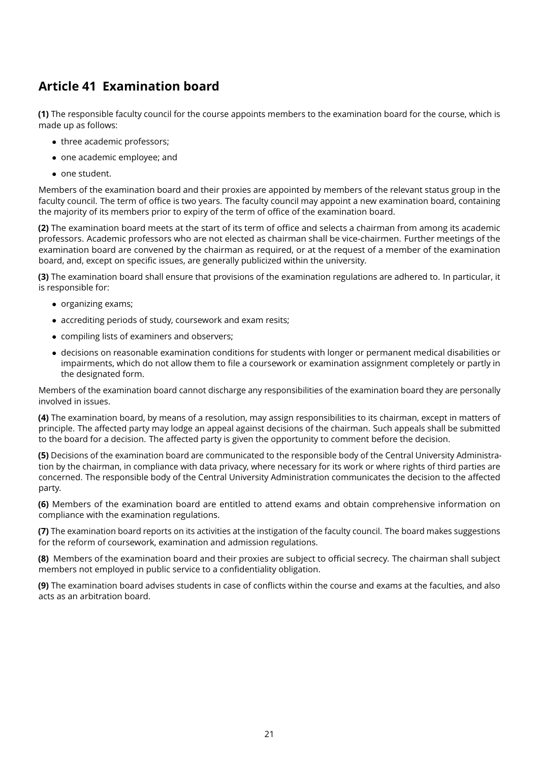## Article 41 Examination board

**(1)** The responsible faculty council for the course appoints members to the examination board for the course, which is made up as follows:

- three academic professors;
- one academic employee; and
- one student.

Members of the examination board and their proxies are appointed by members of the relevant status group in the faculty council. The term of office is two years. The faculty council may appoint a new examination board, containing the majority of its members prior to expiry of the term of office of the examination board.

**(2)** The examination board meets at the start of its term of office and selects a chairman from among its academic professors. Academic professors who are not elected as chairman shall be vice-chairmen. Further meetings of the examination board are convened by the chairman as required, or at the request of a member of the examination board, and, except on specific issues, are generally publicized within the university.

**(3)** The examination board shall ensure that provisions of the examination regulations are adhered to. In particular, it is responsible for:

- organizing exams;
- accrediting periods of study, coursework and exam resits;
- compiling lists of examiners and observers;
- decisions on reasonable examination conditions for students with longer or permanent medical disabilities or impairments, which do not allow them to file a coursework or examination assignment completely or partly in the designated form.

Members of the examination board cannot discharge any responsibilities of the examination board they are personally involved in issues.

**(4)** The examination board, by means of a resolution, may assign responsibilities to its chairman, except in matters of principle. The affected party may lodge an appeal against decisions of the chairman. Such appeals shall be submitted to the board for a decision. The affected party is given the opportunity to comment before the decision.

**(5)** Decisions of the examination board are communicated to the responsible body of the Central University Administration by the chairman, in compliance with data privacy, where necessary for its work or where rights of third parties are concerned. The responsible body of the Central University Administration communicates the decision to the affected party.

**(6)** Members of the examination board are entitled to attend exams and obtain comprehensive information on compliance with the examination regulations.

**(7)** The examination board reports on its activities at the instigation of the faculty council. The board makes suggestions for the reform of coursework, examination and admission regulations.

**(8)** Members of the examination board and their proxies are subject to official secrecy. The chairman shall subject members not employed in public service to a confidentiality obligation.

**(9)** The examination board advises students in case of conflicts within the course and exams at the faculties, and also acts as an arbitration board.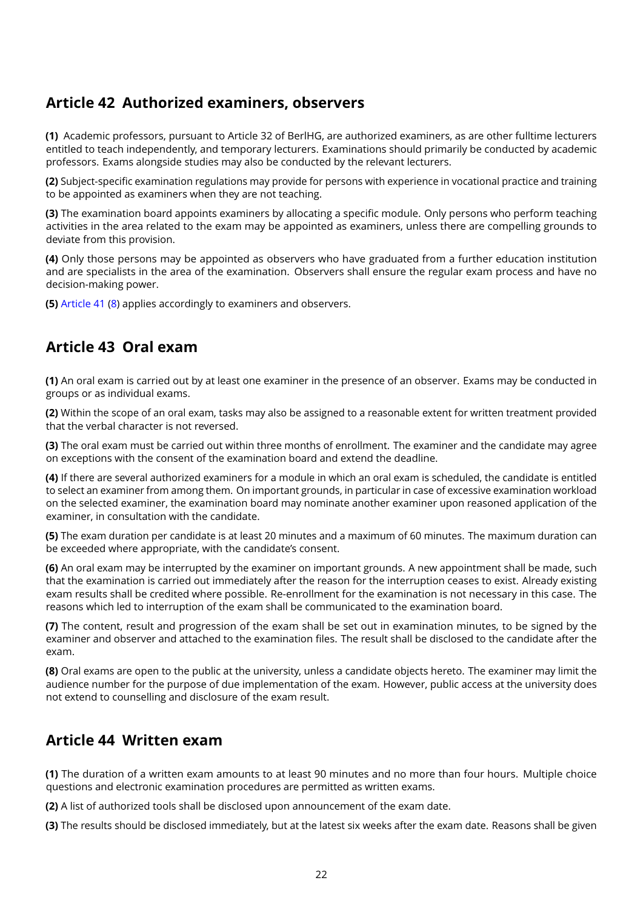## Article 42  Authorized examiners, observers

**(1)** Academic professors, pursuant to Article 32 of BerlHG, are authorized examiners, as are other fulltime lecturers entitled to teach independently, and temporary lecturers. Examinations should primarily be conducted by academic professors. Exams alongside studies may also be conducted by the relevant lecturers.

**(2)** Subject-specific examination regulations may provide for persons with experience in vocational practice and training to be appointed as examiners when they are not teaching.

**(3)** The examination board appoints examiners by allocating a specific module. Only persons who perform teaching activities in the area related to the exam may be appointed as examiners, unless there are compelling grounds to deviate from this provision.

**(4)** Only those persons may be appointed as observers who have graduated from a further education institution and are specialists in the area of the examination. Observers shall ensure the regular exam process and have no decision-making power.

**(5)** Article 41 (8) applies accordingly to examiners and observers.

## Article 43  Oral exam

**(1)** An oral exam is carried out by at least one examiner in the presence of an observer. Exams may be conducted in groups or as individual exams.

**(2)** Within the scope of an oral exam, tasks may also be assigned to a reasonable extent for written treatment provided that the verbal character is not reversed.

**(3)** The oral exam must be carried out within three months of enrollment. The examiner and the candidate may agree on exceptions with the consent of the examination board and extend the deadline.

**(4)** If there are several authorized examiners for a module in which an oral exam is scheduled, the candidate is entitled to select an examiner from among them. On important grounds, in particular in case of excessive examination workload on the selected examiner, the examination board may nominate another examiner upon reasoned application of the examiner, in consultation with the candidate.

**(5)** The exam duration per candidate is at least 20 minutes and a maximum of 60 minutes. The maximum duration can be exceeded where appropriate, with the candidate's consent.

**(6)** An oral exam may be interrupted by the examiner on important grounds. A new appointment shall be made, such that the examination is carried out immediately after the reason for the interruption ceases to exist. Already existing exam results shall be credited where possible. Re-enrollment for the examination is not necessary in this case. The reasons which led to interruption of the exam shall be communicated to the examination board.

**(7)** The content, result and progression of the exam shall be set out in examination minutes, to be signed by the examiner and observer and attached to the examination files. The result shall be disclosed to the candidate after the exam.

**(8)** Oral exams are open to the public at the university, unless a candidate objects hereto. The examiner may limit the audience number for the purpose of due implementation of the exam. However, public access at the university does not extend to counselling and disclosure of the exam result.

## Article 44  Written exam

**(1)** The duration of a written exam amounts to at least 90 minutes and no more than four hours. Multiple choice questions and electronic examination procedures are permitted as written exams.

**(2)** A list of authorized tools shall be disclosed upon announcement of the exam date.

**(3)** The results should be disclosed immediately, but at the latest six weeks after the exam date. Reasons shall be given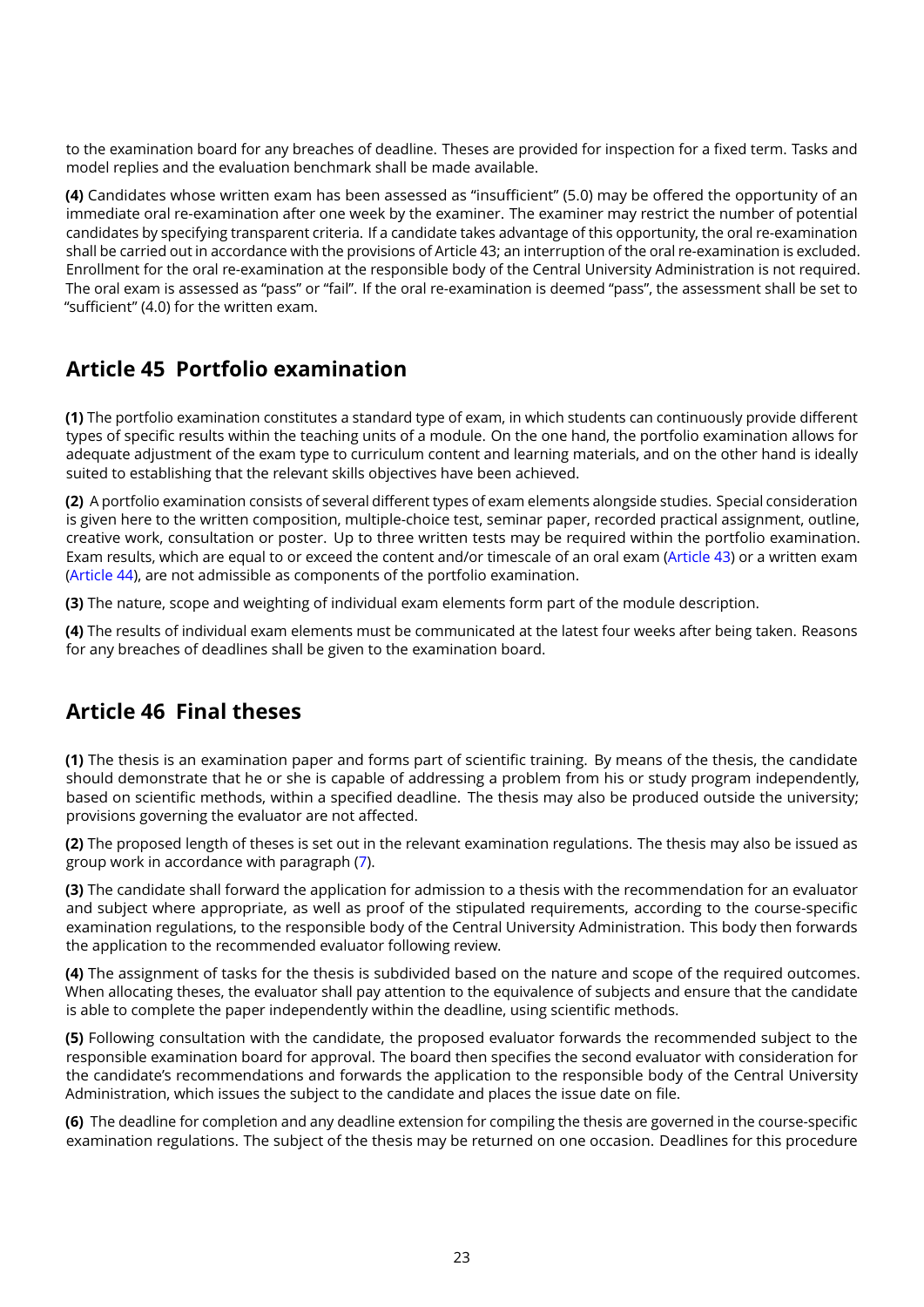to the examination board for any breaches of deadline. Theses are provided for inspection for a fixed term. Tasks and model replies and the evaluation benchmark shall be made available.

**(4)** Candidates whose written exam has been assessed as "insufficient" (5.0) may be offered the opportunity of an immediate oral re-examination after one week by the examiner. The examiner may restrict the number of potential candidates by specifying transparent criteria. If a candidate takes advantage of this opportunity, the oral re-examination shall be carried out in accordance with the provisions of Article 43; an interruption of the oral re-examination is excluded. Enrollment for the oral re-examination at the responsible body of the Central University Administration is not required. The oral exam is assessed as "pass" or "fail". If the oral re-examination is deemed "pass", the assessment shall be set to "sufficient" (4.0) for the written exam.

## Article 45 Portfolio examination

**(1)** The portfolio examination constitutes a standard type of exam, in which students can continuously provide different types of specific results within the teaching units of a module. On the one hand, the portfolio examination allows for adequate adjustment of the exam type to curriculum content and learning materials, and on the other hand is ideally suited to establishing that the relevant skills objectives have been achieved.

**(2)** A portfolio examination consists of several different types of exam elements alongside studies. Special consideration is given here to the written composition, multiple-choice test, seminar paper, recorded practical assignment, outline, creative work, consultation or poster. Up to three written tests may be required within the portfolio examination. Exam results, which are equal to or exceed the content and/or timescale of an oral exam (Article 43) or a written exam (Article 44), are not admissible as components of the portfolio examination.

**(3)** The nature, scope and weighting of individual exam elements form part of the module description.

**(4)** The results of individual exam elements must be communicated at the latest four weeks after being taken. Reasons for any breaches of deadlines shall be given to the examination board.

## Article 46 Final theses

**(1)** The thesis is an examination paper and forms part of scientific training. By means of the thesis, the candidate should demonstrate that he or she is capable of addressing a problem from his or study program independently, based on scientific methods, within a specified deadline. The thesis may also be produced outside the university; provisions governing the evaluator are not affected.

**(2)** The proposed length of theses is set out in the relevant examination regulations. The thesis may also be issued as group work in accordance with paragraph (7).

**(3)** The candidate shall forward the application for admission to a thesis with the recommendation for an evaluator and subject where appropriate, as well as proof of the stipulated requirements, according to the course-specific examination regulations, to the responsible body of the Central University Administration. This body then forwards the application to the recommended evaluator following review.

**(4)** The assignment of tasks for the thesis is subdivided based on the nature and scope of the required outcomes. When allocating theses, the evaluator shall pay attention to the equivalence of subjects and ensure that the candidate is able to complete the paper independently within the deadline, using scientific methods.

**(5)** Following consultation with the candidate, the proposed evaluator forwards the recommended subject to the responsible examination board for approval. The board then specifies the second evaluator with consideration for the candidate's recommendations and forwards the application to the responsible body of the Central University Administration, which issues the subject to the candidate and places the issue date on file.

**(6)** The deadline for completion and any deadline extension for compiling the thesis are governed in the course-specific examination regulations. The subject of the thesis may be returned on one occasion. Deadlines for this procedure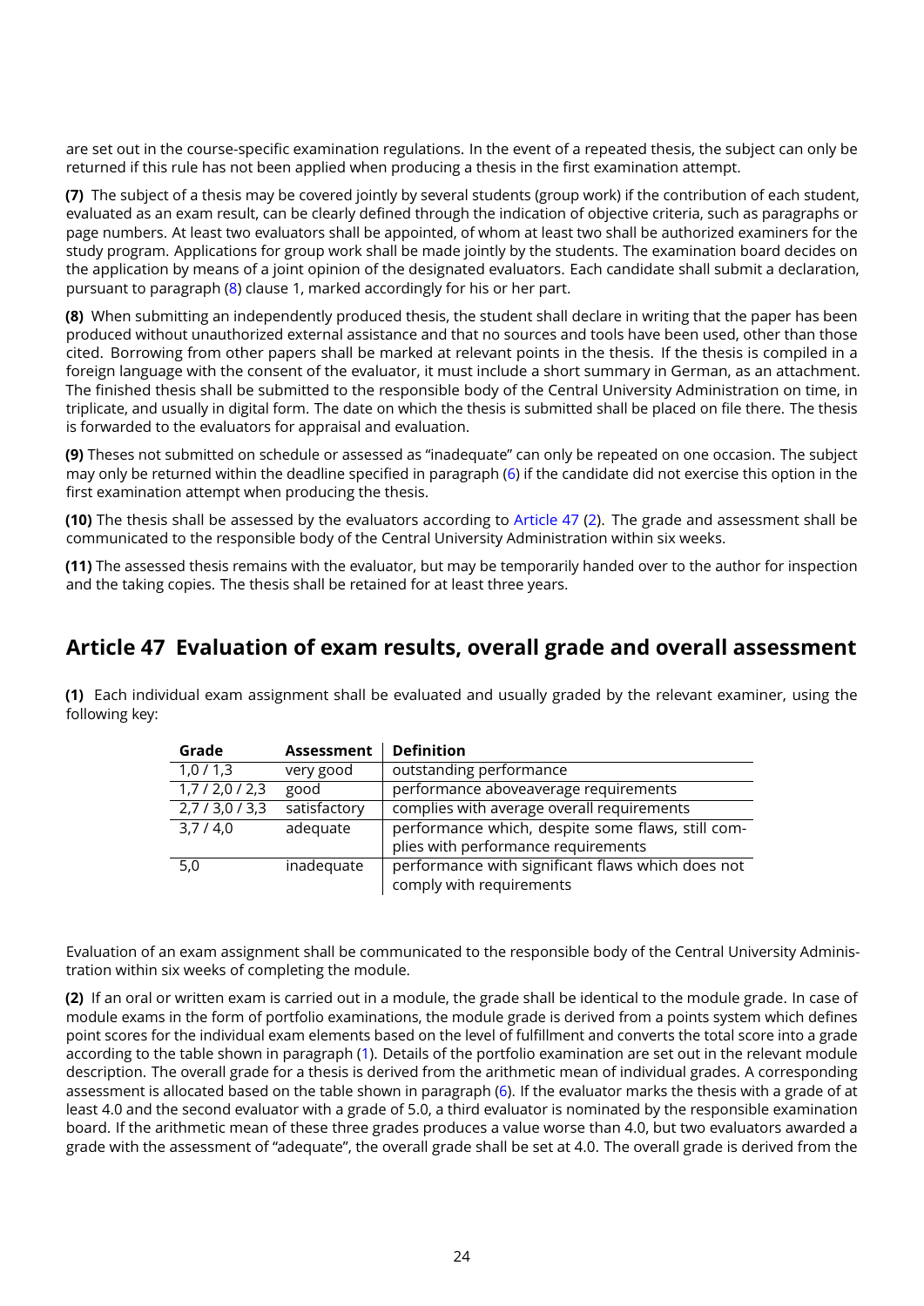are set out in the course-specific examination regulations. In the event of a repeated thesis, the subject can only be returned if this rule has not been applied when producing a thesis in the first examination attempt.

**(7)** The subject of a thesis may be covered jointly by several students (group work) if the contribution of each student, evaluated as an exam result, can be clearly defined through the indication of objective criteria, such as paragraphs or page numbers. At least two evaluators shall be appointed, of whom at least two shall be authorized examiners for the study program. Applications for group work shall be made jointly by the students. The examination board decides on the application by means of a joint opinion of the designated evaluators. Each candidate shall submit a declaration, pursuant to paragraph (8) clause 1, marked accordingly for his or her part.

**(8)** When submitting an independently produced thesis, the student shall declare in writing that the paper has been produced without unauthorized external assistance and that no sources and tools have been used, other than those cited. Borrowing from other papers shall be marked at relevant points in the thesis. If the thesis is compiled in a foreign language with the consent of the evaluator, it must include a short summary in German, as an attachment. The finished thesis shall be submitted to the responsible body of the Central University Administration on time, in triplicate, and usually in digital form. The date on which the thesis is submitted shall be placed on file there. The thesis is forwarded to the evaluators for appraisal and evaluation.

**(9)** Theses not submitted on schedule or assessed as "inadequate" can only be repeated on one occasion. The subject may only be returned within the deadline specified in paragraph (6) if the candidate did not exercise this option in the first examination attempt when producing the thesis.

**(10)** The thesis shall be assessed by the evaluators according to Article 47 (2). The grade and assessment shall be communicated to the responsible body of the Central University Administration within six weeks.

**(11)** The assessed thesis remains with the evaluator, but may be temporarily handed over to the author for inspection and the taking copies. The thesis shall be retained for at least three years.

## Article 47 Evaluation of exam results, overall grade and overall assessment

**(1)** Each individual exam assignment shall be evaluated and usually graded by the relevant examiner, using the following key:

| Grade | Assessment | Definition |
|---|---|---|
| 1,0 / 1,3 | very good | outstanding performance |
| 1,7 / 2,0 / 2,3 | good | performance aboveaverage requirements |
| 2,7 / 3,0 / 3,3 | satisfactory | complies with average overall requirements |
| 3,7 / 4,0 | adequate | performance which, despite some flaws, still complies with performance requirements |
| 5,0 | inadequate | performance with significant flaws which does not comply with requirements |

Evaluation of an exam assignment shall be communicated to the responsible body of the Central University Administration within six weeks of completing the module.

**(2)** If an oral or written exam is carried out in a module, the grade shall be identical to the module grade. In case of module exams in the form of portfolio examinations, the module grade is derived from a points system which defines point scores for the individual exam elements based on the level of fulfillment and converts the total score into a grade according to the table shown in paragraph (1). Details of the portfolio examination are set out in the relevant module description. The overall grade for a thesis is derived from the arithmetic mean of individual grades. A corresponding assessment is allocated based on the table shown in paragraph (6). If the evaluator marks the thesis with a grade of at least 4.0 and the second evaluator with a grade of 5.0, a third evaluator is nominated by the responsible examination board. If the arithmetic mean of these three grades produces a value worse than 4.0, but two evaluators awarded a grade with the assessment of "adequate", the overall grade shall be set at 4.0. The overall grade is derived from the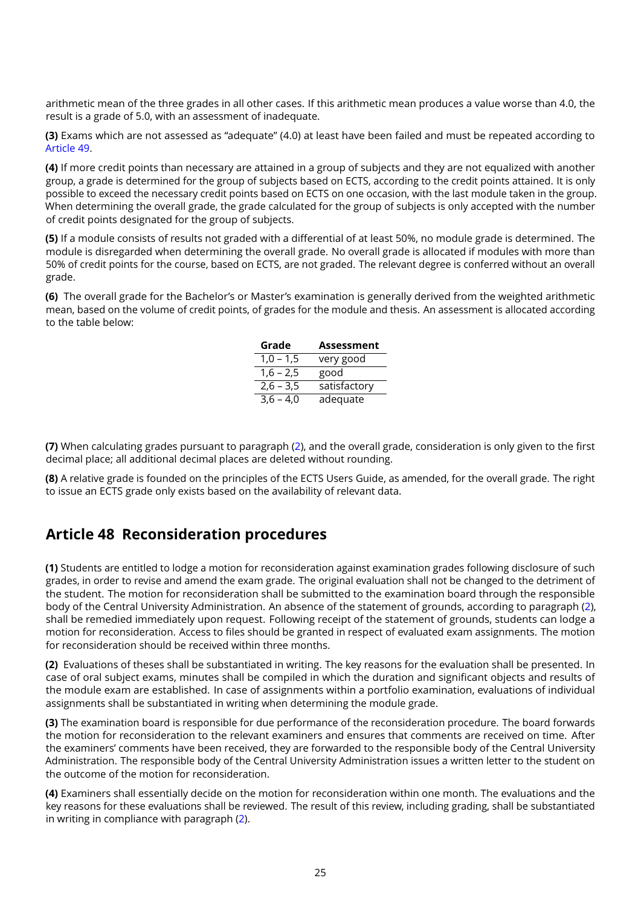arithmetic mean of the three grades in all other cases. If this arithmetic mean produces a value worse than 4.0, the result is a grade of 5.0, with an assessment of inadequate.

**(3)** Exams which are not assessed as "adequate" (4.0) at least have been failed and must be repeated according to Article 49.

**(4)** If more credit points than necessary are attained in a group of subjects and they are not equalized with another group, a grade is determined for the group of subjects based on ECTS, according to the credit points attained. It is only possible to exceed the necessary credit points based on ECTS on one occasion, with the last module taken in the group. When determining the overall grade, the grade calculated for the group of subjects is only accepted with the number of credit points designated for the group of subjects.

**(5)** If a module consists of results not graded with a differential of at least 50%, no module grade is determined. The module is disregarded when determining the overall grade. No overall grade is allocated if modules with more than 50% of credit points for the course, based on ECTS, are not graded. The relevant degree is conferred without an overall grade.

**(6)** The overall grade for the Bachelor's or Master's examination is generally derived from the weighted arithmetic mean, based on the volume of credit points, of grades for the module and thesis. An assessment is allocated according to the table below:

| Grade | Assessment |
|---|---|
| 1,0 – 1,5 | very good |
| 1,6 – 2,5 | good |
| 2,6 – 3,5 | satisfactory |
| 3,6 – 4,0 | adequate |

**(7)** When calculating grades pursuant to paragraph (2), and the overall grade, consideration is only given to the first decimal place; all additional decimal places are deleted without rounding.

**(8)** A relative grade is founded on the principles of the ECTS Users Guide, as amended, for the overall grade. The right to issue an ECTS grade only exists based on the availability of relevant data.

## Article 48 Reconsideration procedures

**(1)** Students are entitled to lodge a motion for reconsideration against examination grades following disclosure of such grades, in order to revise and amend the exam grade. The original evaluation shall not be changed to the detriment of the student. The motion for reconsideration shall be submitted to the examination board through the responsible body of the Central University Administration. An absence of the statement of grounds, according to paragraph (2), shall be remedied immediately upon request. Following receipt of the statement of grounds, students can lodge a motion for reconsideration. Access to files should be granted in respect of evaluated exam assignments. The motion for reconsideration should be received within three months.

**(2)** Evaluations of theses shall be substantiated in writing. The key reasons for the evaluation shall be presented. In case of oral subject exams, minutes shall be compiled in which the duration and significant objects and results of the module exam are established. In case of assignments within a portfolio examination, evaluations of individual assignments shall be substantiated in writing when determining the module grade.

**(3)** The examination board is responsible for due performance of the reconsideration procedure. The board forwards the motion for reconsideration to the relevant examiners and ensures that comments are received on time. After the examiners' comments have been received, they are forwarded to the responsible body of the Central University Administration. The responsible body of the Central University Administration issues a written letter to the student on the outcome of the motion for reconsideration.

**(4)** Examiners shall essentially decide on the motion for reconsideration within one month. The evaluations and the key reasons for these evaluations shall be reviewed. The result of this review, including grading, shall be substantiated in writing in compliance with paragraph (2).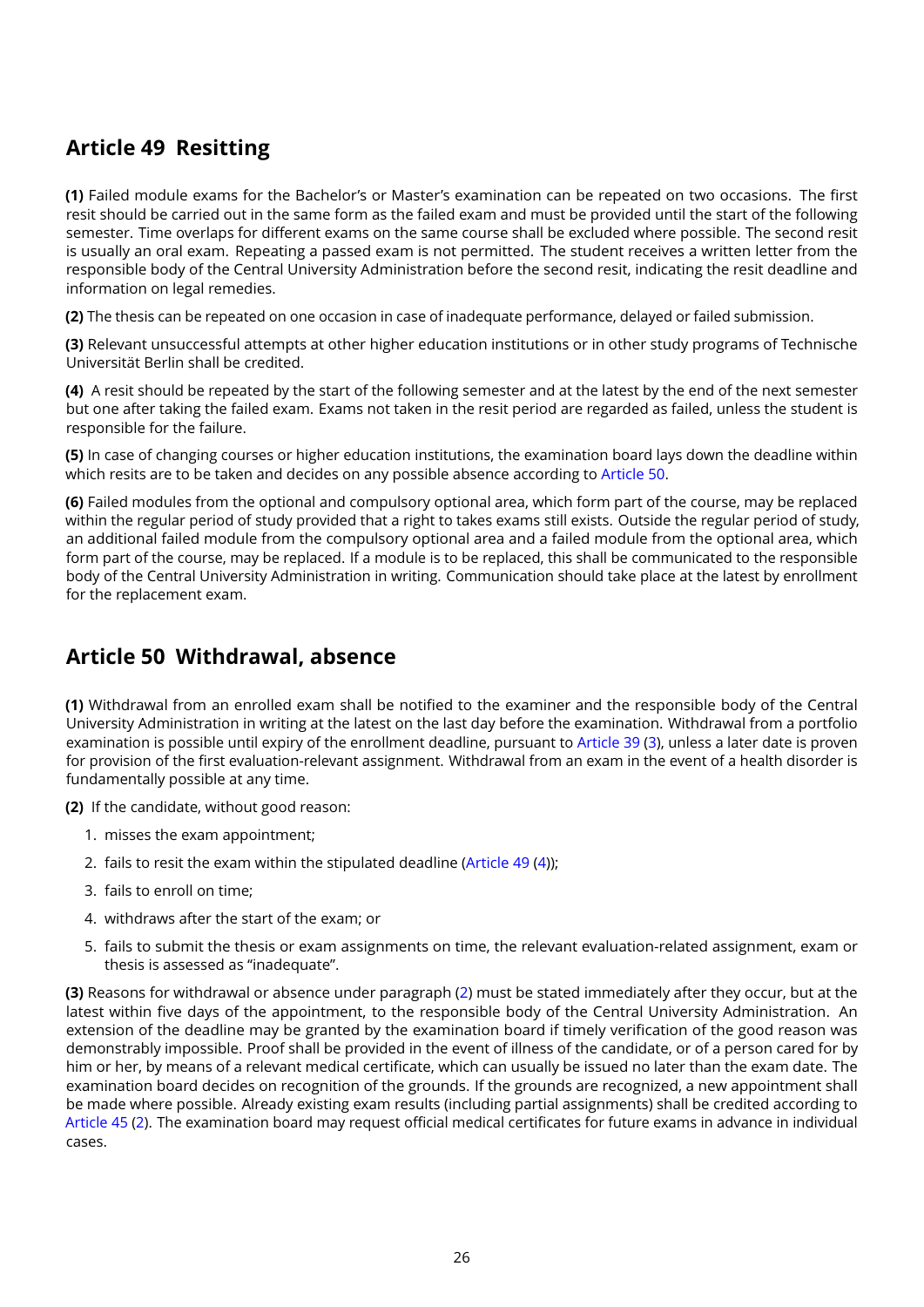## Article 49 Resitting

**(1)** Failed module exams for the Bachelor's or Master's examination can be repeated on two occasions. The first resit should be carried out in the same form as the failed exam and must be provided until the start of the following semester. Time overlaps for different exams on the same course shall be excluded where possible. The second resit is usually an oral exam. Repeating a passed exam is not permitted. The student receives a written letter from the responsible body of the Central University Administration before the second resit, indicating the resit deadline and information on legal remedies.

**(2)** The thesis can be repeated on one occasion in case of inadequate performance, delayed or failed submission.

**(3)** Relevant unsuccessful attempts at other higher education institutions or in other study programs of Technische Universität Berlin shall be credited.

**(4)** A resit should be repeated by the start of the following semester and at the latest by the end of the next semester but one after taking the failed exam. Exams not taken in the resit period are regarded as failed, unless the student is responsible for the failure.

**(5)** In case of changing courses or higher education institutions, the examination board lays down the deadline within which resits are to be taken and decides on any possible absence according to Article 50.

**(6)** Failed modules from the optional and compulsory optional area, which form part of the course, may be replaced within the regular period of study provided that a right to takes exams still exists. Outside the regular period of study, an additional failed module from the compulsory optional area and a failed module from the optional area, which form part of the course, may be replaced. If a module is to be replaced, this shall be communicated to the responsible body of the Central University Administration in writing. Communication should take place at the latest by enrollment for the replacement exam.

## Article 50 Withdrawal, absence

**(1)** Withdrawal from an enrolled exam shall be notified to the examiner and the responsible body of the Central University Administration in writing at the latest on the last day before the examination. Withdrawal from a portfolio examination is possible until expiry of the enrollment deadline, pursuant to Article 39 (3), unless a later date is proven for provision of the first evaluation-relevant assignment. Withdrawal from an exam in the event of a health disorder is fundamentally possible at any time.

**(2)** If the candidate, without good reason:

1. misses the exam appointment;
2. fails to resit the exam within the stipulated deadline (Article 49 (4));
3. fails to enroll on time;
4. withdraws after the start of the exam; or
5. fails to submit the thesis or exam assignments on time, the relevant evaluation-related assignment, exam or thesis is assessed as "inadequate".

**(3)** Reasons for withdrawal or absence under paragraph (2) must be stated immediately after they occur, but at the latest within five days of the appointment, to the responsible body of the Central University Administration. An extension of the deadline may be granted by the examination board if timely verification of the good reason was demonstrably impossible. Proof shall be provided in the event of illness of the candidate, or of a person cared for by him or her, by means of a relevant medical certificate, which can usually be issued no later than the exam date. The examination board decides on recognition of the grounds. If the grounds are recognized, a new appointment shall be made where possible. Already existing exam results (including partial assignments) shall be credited according to Article 45 (2). The examination board may request official medical certificates for future exams in advance in individual cases.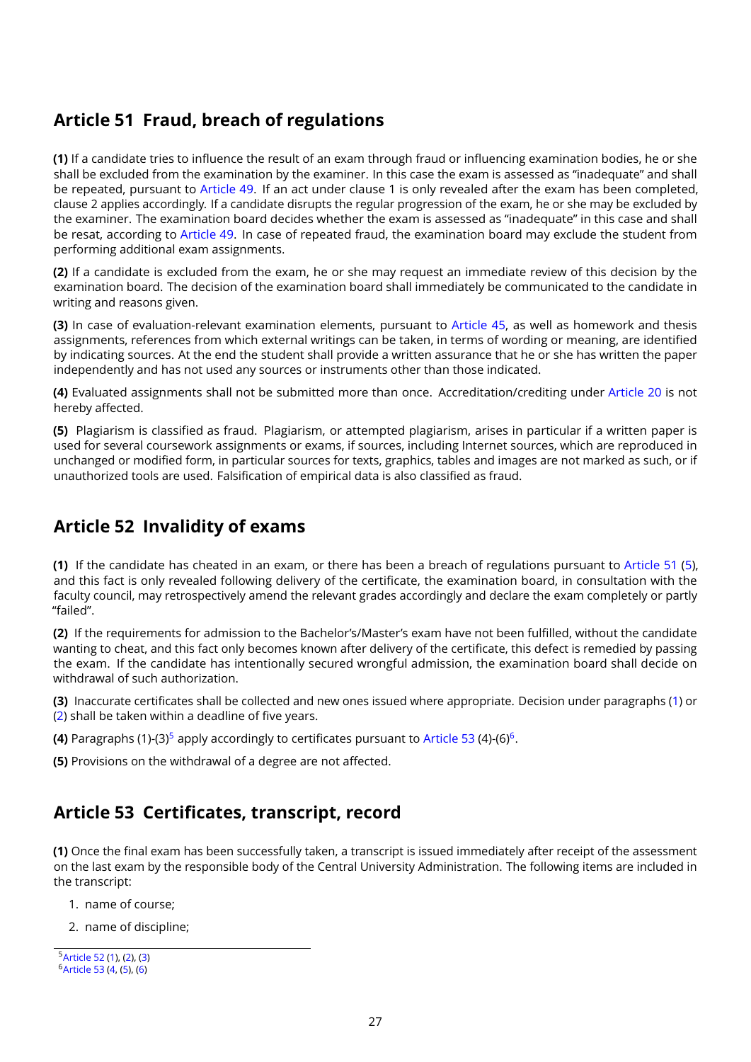## Article 51 Fraud, breach of regulations

**(1)** If a candidate tries to influence the result of an exam through fraud or influencing examination bodies, he or she shall be excluded from the examination by the examiner. In this case the exam is assessed as "inadequate" and shall be repeated, pursuant to Article 49. If an act under clause 1 is only revealed after the exam has been completed, clause 2 applies accordingly. If a candidate disrupts the regular progression of the exam, he or she may be excluded by the examiner. The examination board decides whether the exam is assessed as "inadequate" in this case and shall be resat, according to Article 49. In case of repeated fraud, the examination board may exclude the student from performing additional exam assignments.

**(2)** If a candidate is excluded from the exam, he or she may request an immediate review of this decision by the examination board. The decision of the examination board shall immediately be communicated to the candidate in writing and reasons given.

**(3)** In case of evaluation-relevant examination elements, pursuant to Article 45, as well as homework and thesis assignments, references from which external writings can be taken, in terms of wording or meaning, are identified by indicating sources. At the end the student shall provide a written assurance that he or she has written the paper independently and has not used any sources or instruments other than those indicated.

**(4)** Evaluated assignments shall not be submitted more than once. Accreditation/crediting under Article 20 is not hereby affected.

**(5)** Plagiarism is classified as fraud. Plagiarism, or attempted plagiarism, arises in particular if a written paper is used for several coursework assignments or exams, if sources, including Internet sources, which are reproduced in unchanged or modified form, in particular sources for texts, graphics, tables and images are not marked as such, or if unauthorized tools are used. Falsification of empirical data is also classified as fraud.

## Article 52 Invalidity of exams

**(1)** If the candidate has cheated in an exam, or there has been a breach of regulations pursuant to Article 51 (5), and this fact is only revealed following delivery of the certificate, the examination board, in consultation with the faculty council, may retrospectively amend the relevant grades accordingly and declare the exam completely or partly "failed".

**(2)** If the requirements for admission to the Bachelor's/Master's exam have not been fulfilled, without the candidate wanting to cheat, and this fact only becomes known after delivery of the certificate, this defect is remedied by passing the exam. If the candidate has intentionally secured wrongful admission, the examination board shall decide on withdrawal of such authorization.

**(3)** Inaccurate certificates shall be collected and new ones issued where appropriate. Decision under paragraphs (1) or (2) shall be taken within a deadline of five years.

**(4)** Paragraphs (1)-(3)[5] apply accordingly to certificates pursuant to Article 53 (4)-(6)[6].

**(5)** Provisions on the withdrawal of a degree are not affected.

## Article 53 Certificates, transcript, record

**(1)** Once the final exam has been successfully taken, a transcript is issued immediately after receipt of the assessment on the last exam by the responsible body of the Central University Administration. The following items are included in the transcript:

1. name of course;
2. name of discipline;

[5] Article 52 (1), (2), (3)
[6] Article 53 (4, (5), (6)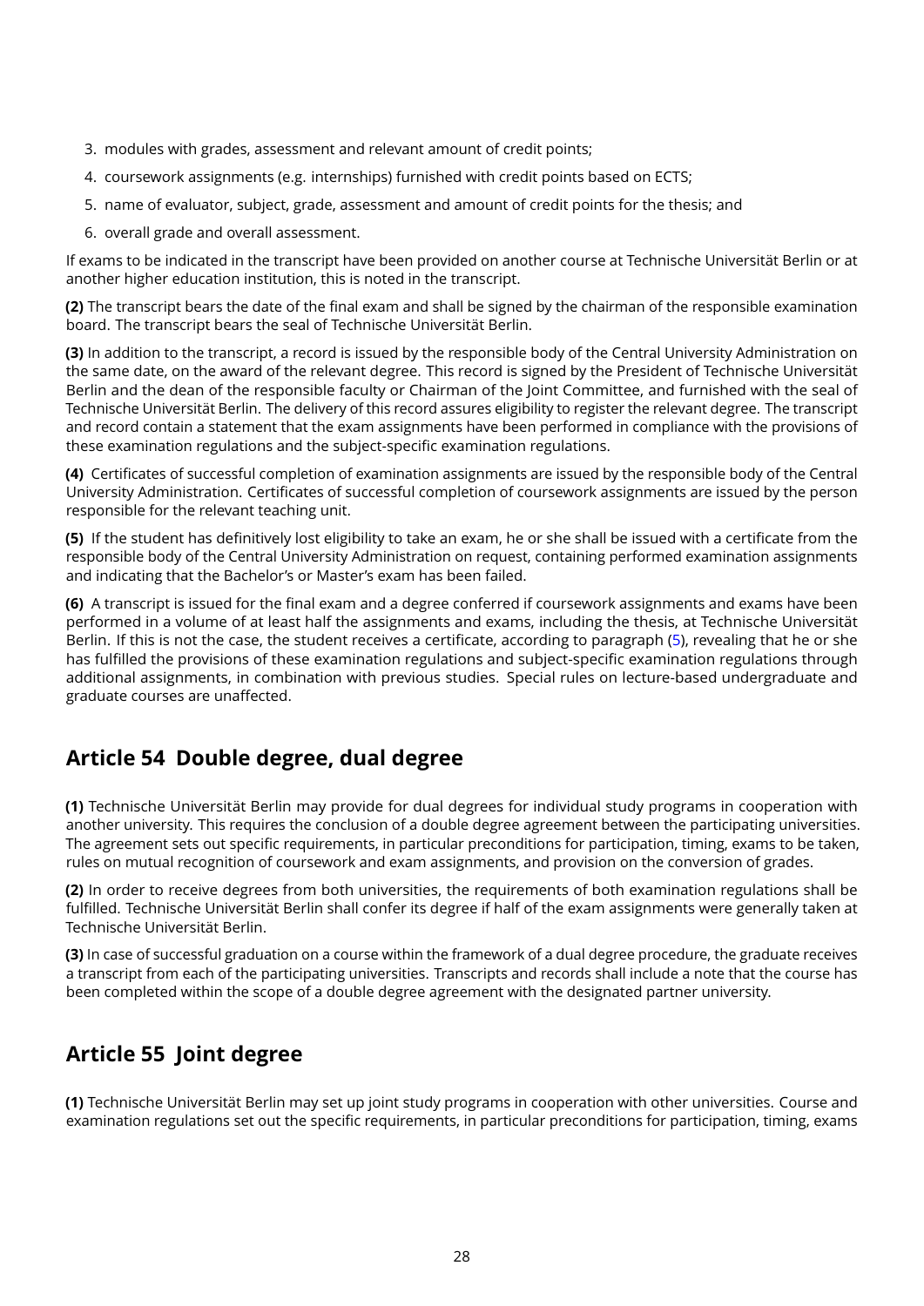3. modules with grades, assessment and relevant amount of credit points;
4. coursework assignments (e.g. internships) furnished with credit points based on ECTS;
5. name of evaluator, subject, grade, assessment and amount of credit points for the thesis; and
6. overall grade and overall assessment.

If exams to be indicated in the transcript have been provided on another course at Technische Universität Berlin or at another higher education institution, this is noted in the transcript.

**(2)** The transcript bears the date of the final exam and shall be signed by the chairman of the responsible examination board. The transcript bears the seal of Technische Universität Berlin.

**(3)** In addition to the transcript, a record is issued by the responsible body of the Central University Administration on the same date, on the award of the relevant degree. This record is signed by the President of Technische Universität Berlin and the dean of the responsible faculty or Chairman of the Joint Committee, and furnished with the seal of Technische Universität Berlin. The delivery of this record assures eligibility to register the relevant degree. The transcript and record contain a statement that the exam assignments have been performed in compliance with the provisions of these examination regulations and the subject-specific examination regulations.

**(4)** Certificates of successful completion of examination assignments are issued by the responsible body of the Central University Administration. Certificates of successful completion of coursework assignments are issued by the person responsible for the relevant teaching unit.

**(5)** If the student has definitively lost eligibility to take an exam, he or she shall be issued with a certificate from the responsible body of the Central University Administration on request, containing performed examination assignments and indicating that the Bachelor's or Master's exam has been failed.

**(6)** A transcript is issued for the final exam and a degree conferred if coursework assignments and exams have been performed in a volume of at least half the assignments and exams, including the thesis, at Technische Universität Berlin. If this is not the case, the student receives a certificate, according to paragraph (5), revealing that he or she has fulfilled the provisions of these examination regulations and subject-specific examination regulations through additional assignments, in combination with previous studies. Special rules on lecture-based undergraduate and graduate courses are unaffected.

## Article 54 Double degree, dual degree

**(1)** Technische Universität Berlin may provide for dual degrees for individual study programs in cooperation with another university. This requires the conclusion of a double degree agreement between the participating universities. The agreement sets out specific requirements, in particular preconditions for participation, timing, exams to be taken, rules on mutual recognition of coursework and exam assignments, and provision on the conversion of grades.

**(2)** In order to receive degrees from both universities, the requirements of both examination regulations shall be fulfilled. Technische Universität Berlin shall confer its degree if half of the exam assignments were generally taken at Technische Universität Berlin.

**(3)** In case of successful graduation on a course within the framework of a dual degree procedure, the graduate receives a transcript from each of the participating universities. Transcripts and records shall include a note that the course has been completed within the scope of a double degree agreement with the designated partner university.

## Article 55 Joint degree

**(1)** Technische Universität Berlin may set up joint study programs in cooperation with other universities. Course and examination regulations set out the specific requirements, in particular preconditions for participation, timing, exams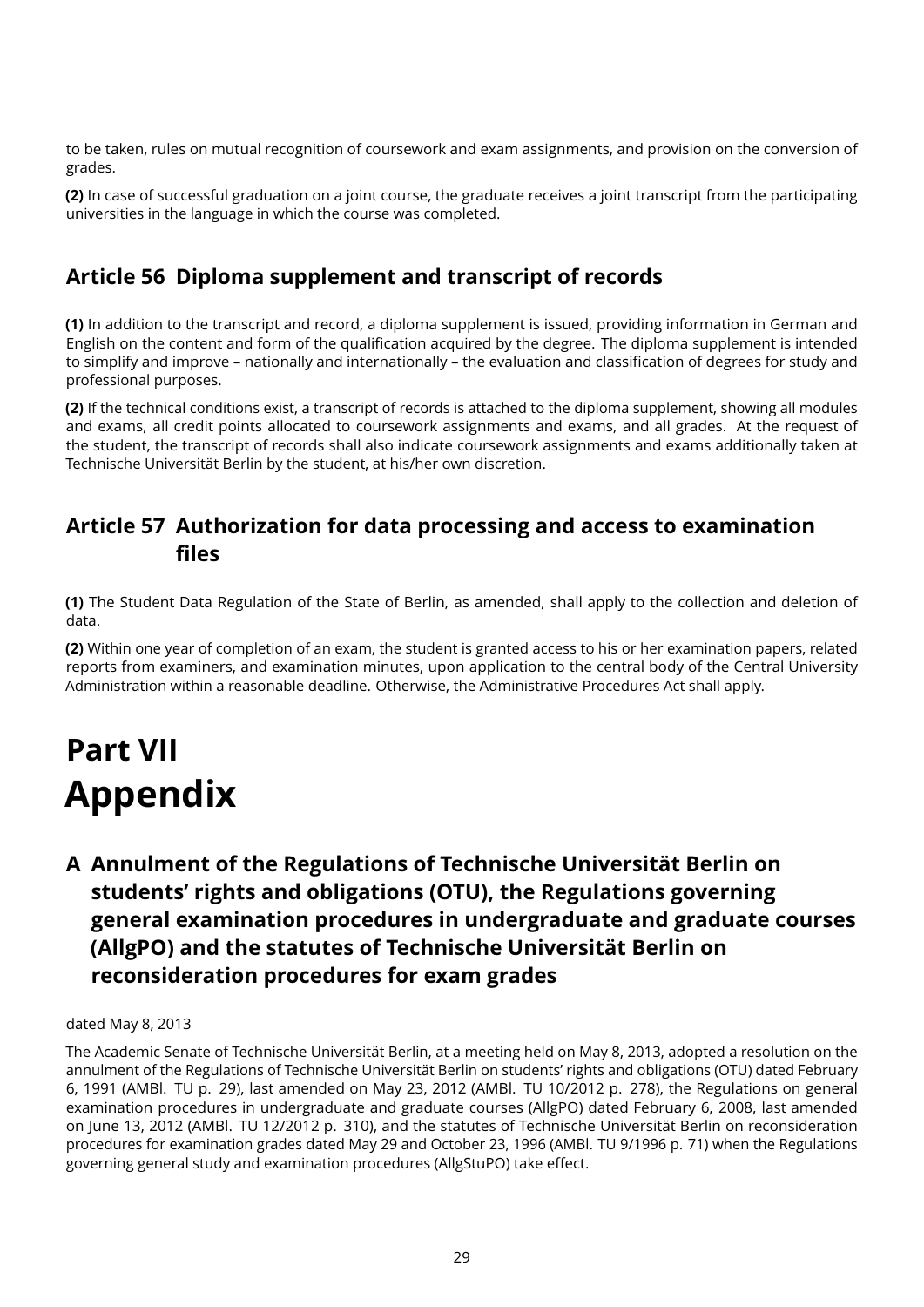to be taken, rules on mutual recognition of coursework and exam assignments, and provision on the conversion of grades.

**(2)** In case of successful graduation on a joint course, the graduate receives a joint transcript from the participating universities in the language in which the course was completed.

## Article 56 Diploma supplement and transcript of records

**(1)** In addition to the transcript and record, a diploma supplement is issued, providing information in German and English on the content and form of the qualification acquired by the degree. The diploma supplement is intended to simplify and improve – nationally and internationally – the evaluation and classification of degrees for study and professional purposes.

**(2)** If the technical conditions exist, a transcript of records is attached to the diploma supplement, showing all modules and exams, all credit points allocated to coursework assignments and exams, and all grades. At the request of the student, the transcript of records shall also indicate coursework assignments and exams additionally taken at Technische Universität Berlin by the student, at his/her own discretion.

## Article 57 Authorization for data processing and access to examination files

**(1)** The Student Data Regulation of the State of Berlin, as amended, shall apply to the collection and deletion of data.

**(2)** Within one year of completion of an exam, the student is granted access to his or her examination papers, related reports from examiners, and examination minutes, upon application to the central body of the Central University Administration within a reasonable deadline. Otherwise, the Administrative Procedures Act shall apply.

# Part VII
# Appendix

## A Annulment of the Regulations of Technische Universität Berlin on students' rights and obligations (OTU), the Regulations governing general examination procedures in undergraduate and graduate courses (AllgPO) and the statutes of Technische Universität Berlin on reconsideration procedures for exam grades

dated May 8, 2013

The Academic Senate of Technische Universität Berlin, at a meeting held on May 8, 2013, adopted a resolution on the annulment of the Regulations of Technische Universität Berlin on students' rights and obligations (OTU) dated February 6, 1991 (AMBl. TU p. 29), last amended on May 23, 2012 (AMBl. TU 10/2012 p. 278), the Regulations on general examination procedures in undergraduate and graduate courses (AllgPO) dated February 6, 2008, last amended on June 13, 2012 (AMBl. TU 12/2012 p. 310), and the statutes of Technische Universität Berlin on reconsideration procedures for examination grades dated May 29 and October 23, 1996 (AMBl. TU 9/1996 p. 71) when the Regulations governing general study and examination procedures (AllgStuPO) take effect.